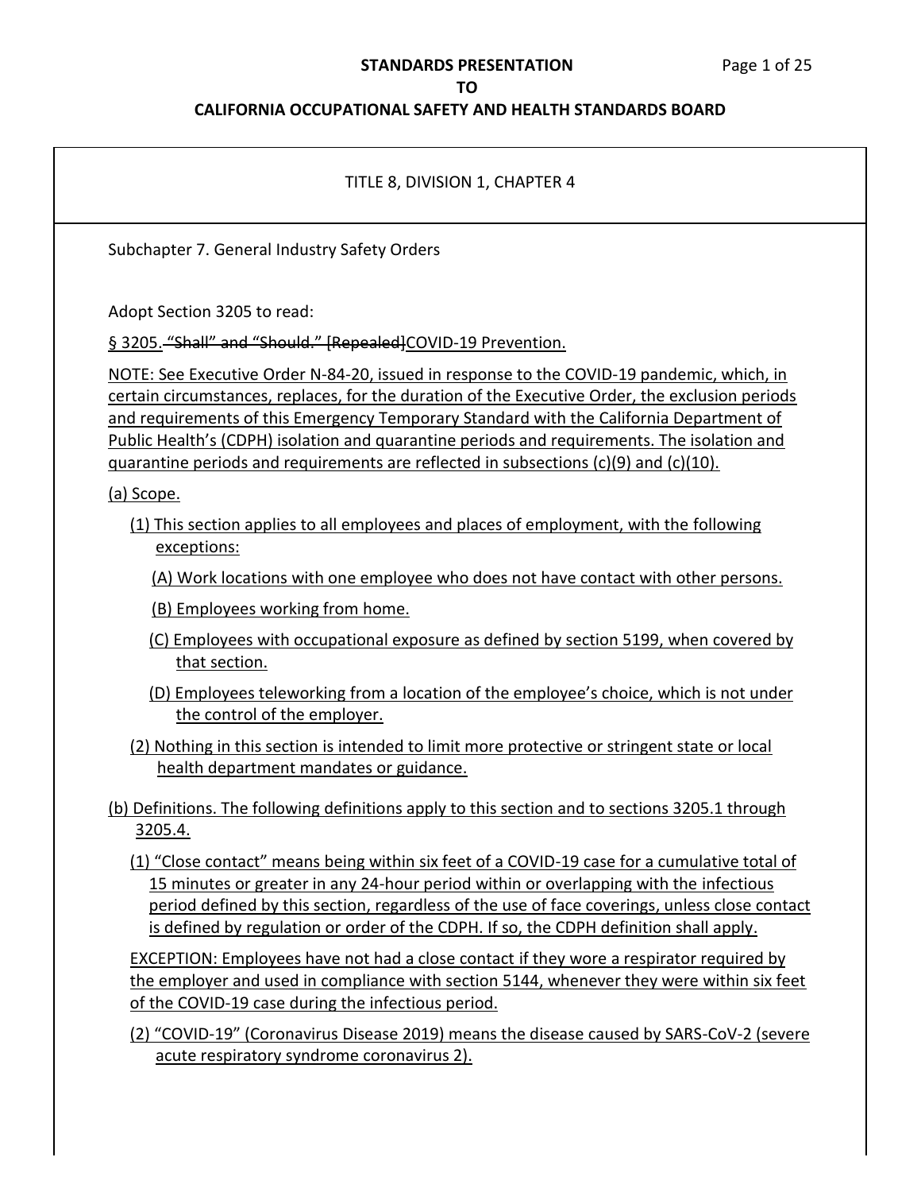**STANDARDS PRESENTATION**

**TO**

**CALIFORNIA OCCUPATIONAL SAFETY AND HEALTH STANDARDS BOARD**

TITLE 8, DIVISION 1, CHAPTER 4

Subchapter 7. General Industry Safety Orders

Adopt Section 3205 to read:

§ 3205. ~~"Shall" and "Should." [Repealed]~~COVID-19 Prevention.

NOTE: See Executive Order N-84-20, issued in response to the COVID-19 pandemic, which, in certain circumstances, replaces, for the duration of the Executive Order, the exclusion periods and requirements of this Emergency Temporary Standard with the California Department of Public Health's (CDPH) isolation and quarantine periods and requirements. The isolation and quarantine periods and requirements are reflected in subsections (c)(9) and (c)(10).

(a) Scope.

(1) This section applies to all employees and places of employment, with the following exceptions:

(A) Work locations with one employee who does not have contact with other persons.

(B) Employees working from home.

(C) Employees with occupational exposure as defined by section 5199, when covered by that section.

(D) Employees teleworking from a location of the employee's choice, which is not under the control of the employer.

(2) Nothing in this section is intended to limit more protective or stringent state or local health department mandates or guidance.

(b) Definitions. The following definitions apply to this section and to sections 3205.1 through 3205.4.

(1) "Close contact" means being within six feet of a COVID-19 case for a cumulative total of 15 minutes or greater in any 24-hour period within or overlapping with the infectious period defined by this section, regardless of the use of face coverings, unless close contact is defined by regulation or order of the CDPH. If so, the CDPH definition shall apply.

EXCEPTION: Employees have not had a close contact if they wore a respirator required by the employer and used in compliance with section 5144, whenever they were within six feet of the COVID-19 case during the infectious period.

(2) "COVID-19" (Coronavirus Disease 2019) means the disease caused by SARS-CoV-2 (severe acute respiratory syndrome coronavirus 2).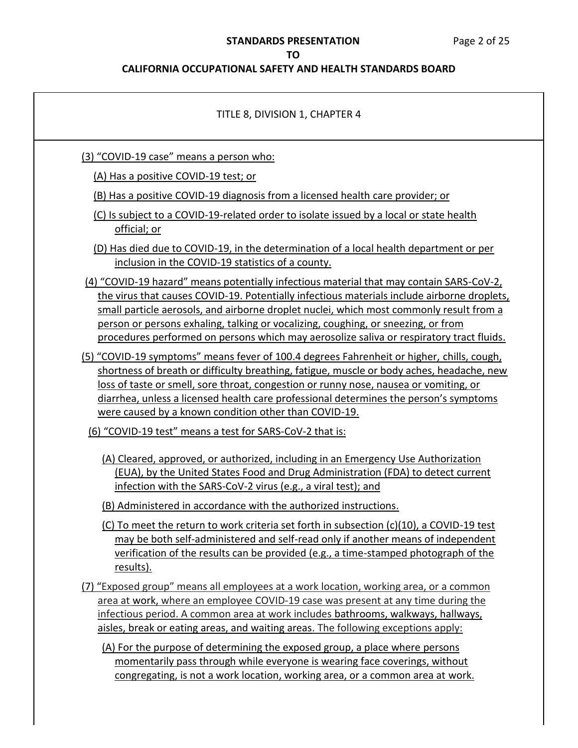TITLE 8, DIVISION 1, CHAPTER 4

(3) "COVID-19 case" means a person who:

(A) Has a positive COVID-19 test; or

(B) Has a positive COVID-19 diagnosis from a licensed health care provider; or

(C) Is subject to a COVID-19-related order to isolate issued by a local or state health official; or

(D) Has died due to COVID-19, in the determination of a local health department or per inclusion in the COVID-19 statistics of a county.

(4) "COVID-19 hazard" means potentially infectious material that may contain SARS-CoV-2, the virus that causes COVID-19. Potentially infectious materials include airborne droplets, small particle aerosols, and airborne droplet nuclei, which most commonly result from a person or persons exhaling, talking or vocalizing, coughing, or sneezing, or from procedures performed on persons which may aerosolize saliva or respiratory tract fluids.

(5) "COVID-19 symptoms" means fever of 100.4 degrees Fahrenheit or higher, chills, cough, shortness of breath or difficulty breathing, fatigue, muscle or body aches, headache, new loss of taste or smell, sore throat, congestion or runny nose, nausea or vomiting, or diarrhea, unless a licensed health care professional determines the person's symptoms were caused by a known condition other than COVID-19.

(6) "COVID-19 test" means a test for SARS-CoV-2 that is:

(A) Cleared, approved, or authorized, including in an Emergency Use Authorization (EUA), by the United States Food and Drug Administration (FDA) to detect current infection with the SARS-CoV-2 virus (e.g., a viral test); and

(B) Administered in accordance with the authorized instructions.

(C) To meet the return to work criteria set forth in subsection (c)(10), a COVID-19 test may be both self-administered and self-read only if another means of independent verification of the results can be provided (e.g., a time-stamped photograph of the results).

(7) "Exposed group" means all employees at a work location, working area, or a common area at work, where an employee COVID-19 case was present at any time during the infectious period. A common area at work includes bathrooms, walkways, hallways, aisles, break or eating areas, and waiting areas. The following exceptions apply:

(A) For the purpose of determining the exposed group, a place where persons momentarily pass through while everyone is wearing face coverings, without congregating, is not a work location, working area, or a common area at work.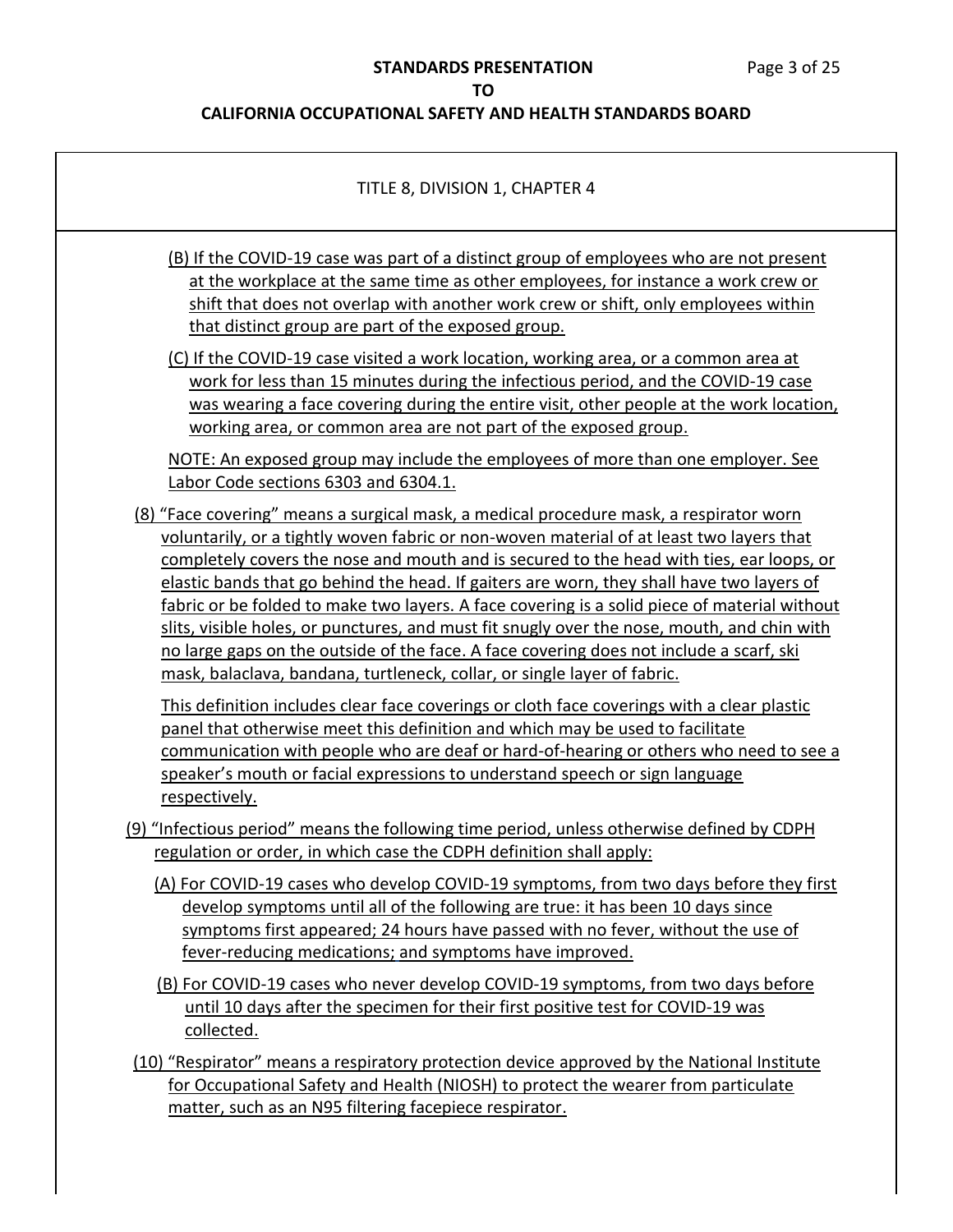TITLE 8, DIVISION 1, CHAPTER 4

(B) If the COVID-19 case was part of a distinct group of employees who are not present at the workplace at the same time as other employees, for instance a work crew or shift that does not overlap with another work crew or shift, only employees within that distinct group are part of the exposed group.

(C) If the COVID-19 case visited a work location, working area, or a common area at work for less than 15 minutes during the infectious period, and the COVID-19 case was wearing a face covering during the entire visit, other people at the work location, working area, or common area are not part of the exposed group.

NOTE: An exposed group may include the employees of more than one employer. See Labor Code sections 6303 and 6304.1.

(8) "Face covering" means a surgical mask, a medical procedure mask, a respirator worn voluntarily, or a tightly woven fabric or non-woven material of at least two layers that completely covers the nose and mouth and is secured to the head with ties, ear loops, or elastic bands that go behind the head. If gaiters are worn, they shall have two layers of fabric or be folded to make two layers. A face covering is a solid piece of material without slits, visible holes, or punctures, and must fit snugly over the nose, mouth, and chin with no large gaps on the outside of the face. A face covering does not include a scarf, ski mask, balaclava, bandana, turtleneck, collar, or single layer of fabric.

This definition includes clear face coverings or cloth face coverings with a clear plastic panel that otherwise meet this definition and which may be used to facilitate communication with people who are deaf or hard-of-hearing or others who need to see a speaker's mouth or facial expressions to understand speech or sign language respectively.

(9) "Infectious period" means the following time period, unless otherwise defined by CDPH regulation or order, in which case the CDPH definition shall apply:

(A) For COVID-19 cases who develop COVID-19 symptoms, from two days before they first develop symptoms until all of the following are true: it has been 10 days since symptoms first appeared; 24 hours have passed with no fever, without the use of fever-reducing medications; and symptoms have improved.

(B) For COVID-19 cases who never develop COVID-19 symptoms, from two days before until 10 days after the specimen for their first positive test for COVID-19 was collected.

(10) "Respirator" means a respiratory protection device approved by the National Institute for Occupational Safety and Health (NIOSH) to protect the wearer from particulate matter, such as an N95 filtering facepiece respirator.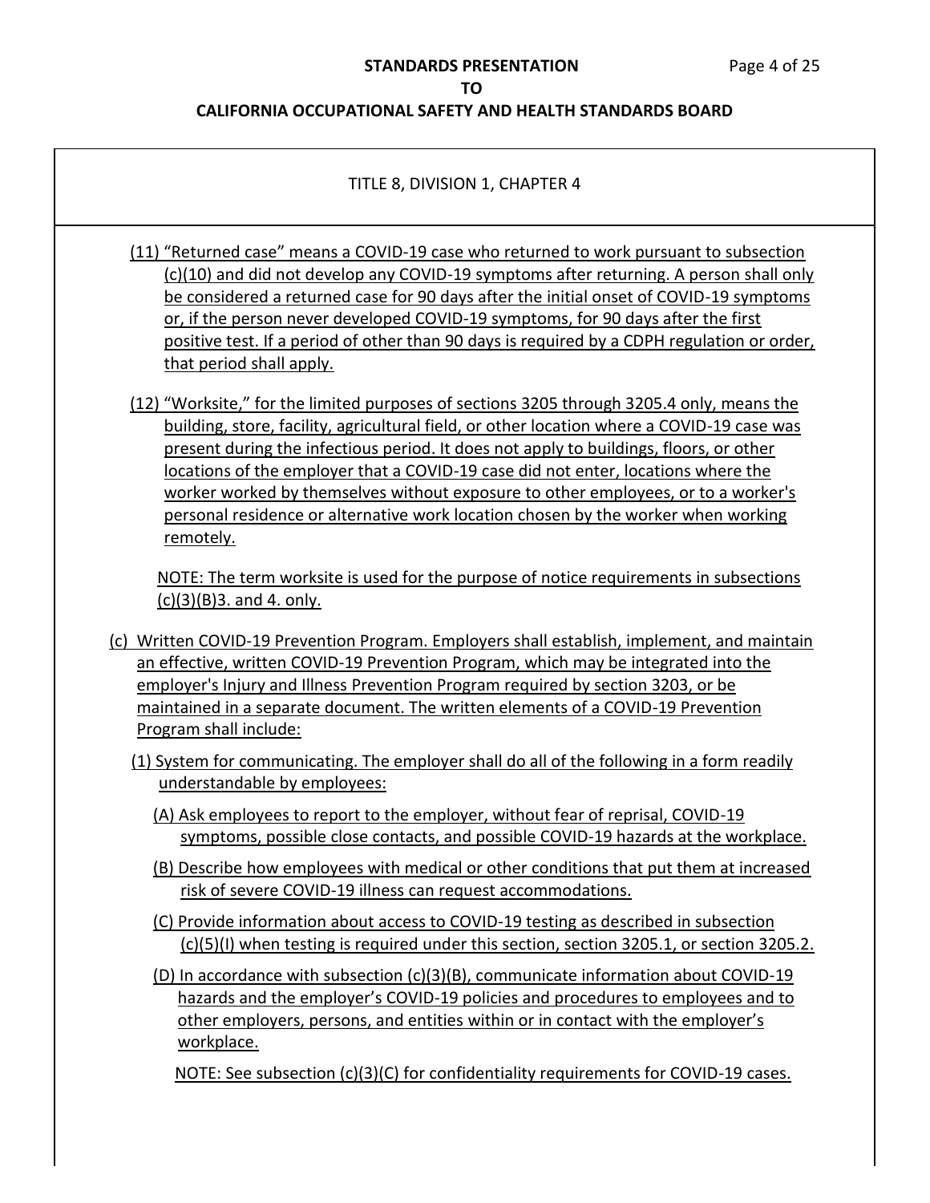TITLE 8, DIVISION 1, CHAPTER 4

(11) "Returned case" means a COVID-19 case who returned to work pursuant to subsection (c)(10) and did not develop any COVID-19 symptoms after returning. A person shall only be considered a returned case for 90 days after the initial onset of COVID-19 symptoms or, if the person never developed COVID-19 symptoms, for 90 days after the first positive test. If a period of other than 90 days is required by a CDPH regulation or order, that period shall apply.

(12) "Worksite," for the limited purposes of sections 3205 through 3205.4 only, means the building, store, facility, agricultural field, or other location where a COVID-19 case was present during the infectious period. It does not apply to buildings, floors, or other locations of the employer that a COVID-19 case did not enter, locations where the worker worked by themselves without exposure to other employees, or to a worker's personal residence or alternative work location chosen by the worker when working remotely.

NOTE: The term worksite is used for the purpose of notice requirements in subsections (c)(3)(B)3. and 4. only.

(c) Written COVID-19 Prevention Program. Employers shall establish, implement, and maintain an effective, written COVID-19 Prevention Program, which may be integrated into the employer's Injury and Illness Prevention Program required by section 3203, or be maintained in a separate document. The written elements of a COVID-19 Prevention Program shall include:

(1) System for communicating. The employer shall do all of the following in a form readily understandable by employees:

(A) Ask employees to report to the employer, without fear of reprisal, COVID-19 symptoms, possible close contacts, and possible COVID-19 hazards at the workplace.

(B) Describe how employees with medical or other conditions that put them at increased risk of severe COVID-19 illness can request accommodations.

(C) Provide information about access to COVID-19 testing as described in subsection (c)(5)(I) when testing is required under this section, section 3205.1, or section 3205.2.

(D) In accordance with subsection (c)(3)(B), communicate information about COVID-19 hazards and the employer's COVID-19 policies and procedures to employees and to other employers, persons, and entities within or in contact with the employer's workplace.

NOTE: See subsection (c)(3)(C) for confidentiality requirements for COVID-19 cases.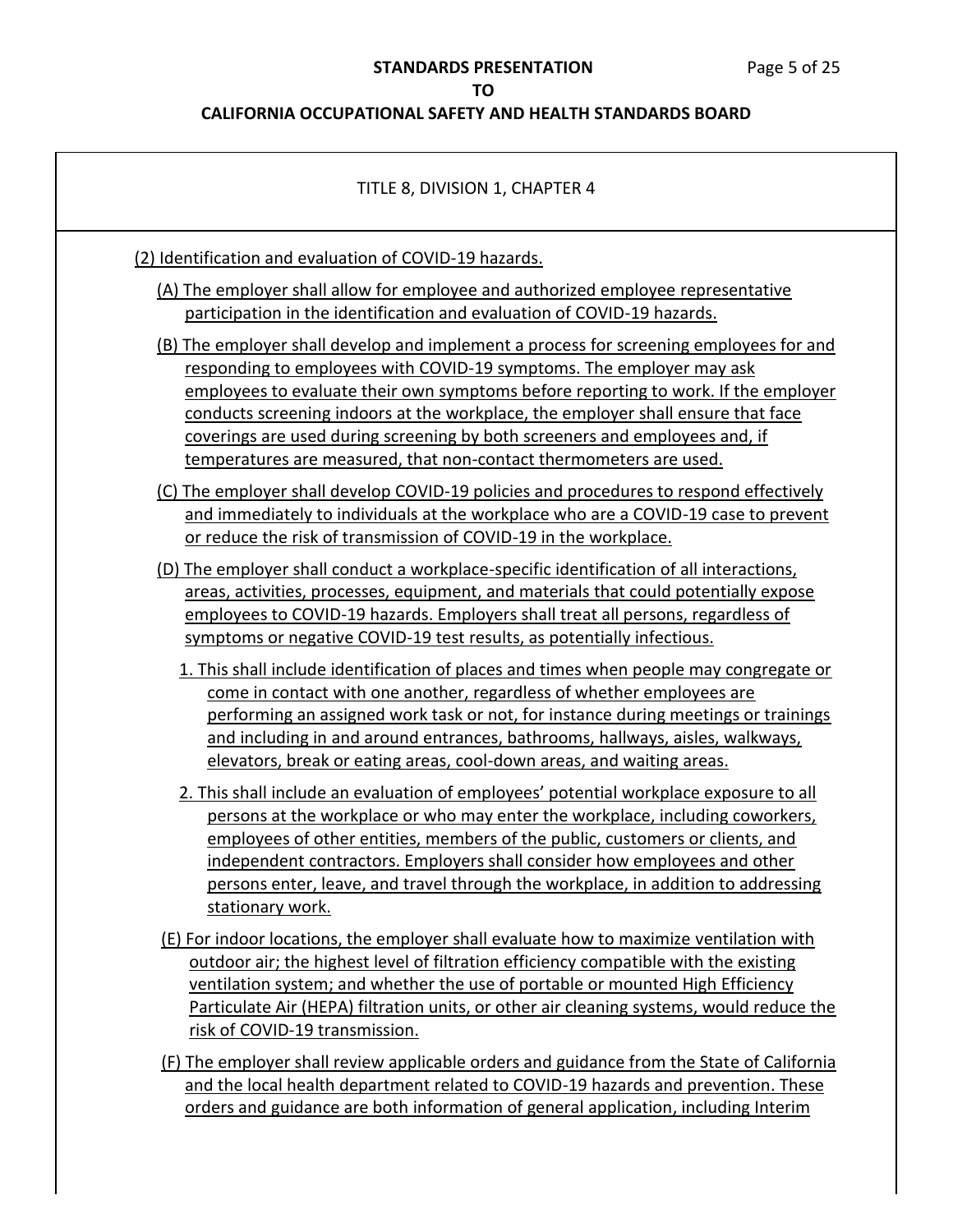TITLE 8, DIVISION 1, CHAPTER 4

(2) Identification and evaluation of COVID-19 hazards.

(A) The employer shall allow for employee and authorized employee representative participation in the identification and evaluation of COVID-19 hazards.

(B) The employer shall develop and implement a process for screening employees for and responding to employees with COVID-19 symptoms. The employer may ask employees to evaluate their own symptoms before reporting to work. If the employer conducts screening indoors at the workplace, the employer shall ensure that face coverings are used during screening by both screeners and employees and, if temperatures are measured, that non-contact thermometers are used.

(C) The employer shall develop COVID-19 policies and procedures to respond effectively and immediately to individuals at the workplace who are a COVID-19 case to prevent or reduce the risk of transmission of COVID-19 in the workplace.

(D) The employer shall conduct a workplace-specific identification of all interactions, areas, activities, processes, equipment, and materials that could potentially expose employees to COVID-19 hazards. Employers shall treat all persons, regardless of symptoms or negative COVID-19 test results, as potentially infectious.

1. This shall include identification of places and times when people may congregate or come in contact with one another, regardless of whether employees are performing an assigned work task or not, for instance during meetings or trainings and including in and around entrances, bathrooms, hallways, aisles, walkways, elevators, break or eating areas, cool-down areas, and waiting areas.

2. This shall include an evaluation of employees' potential workplace exposure to all persons at the workplace or who may enter the workplace, including coworkers, employees of other entities, members of the public, customers or clients, and independent contractors. Employers shall consider how employees and other persons enter, leave, and travel through the workplace, in addition to addressing stationary work.

(E) For indoor locations, the employer shall evaluate how to maximize ventilation with outdoor air; the highest level of filtration efficiency compatible with the existing ventilation system; and whether the use of portable or mounted High Efficiency Particulate Air (HEPA) filtration units, or other air cleaning systems, would reduce the risk of COVID-19 transmission.

(F) The employer shall review applicable orders and guidance from the State of California and the local health department related to COVID-19 hazards and prevention. These orders and guidance are both information of general application, including Interim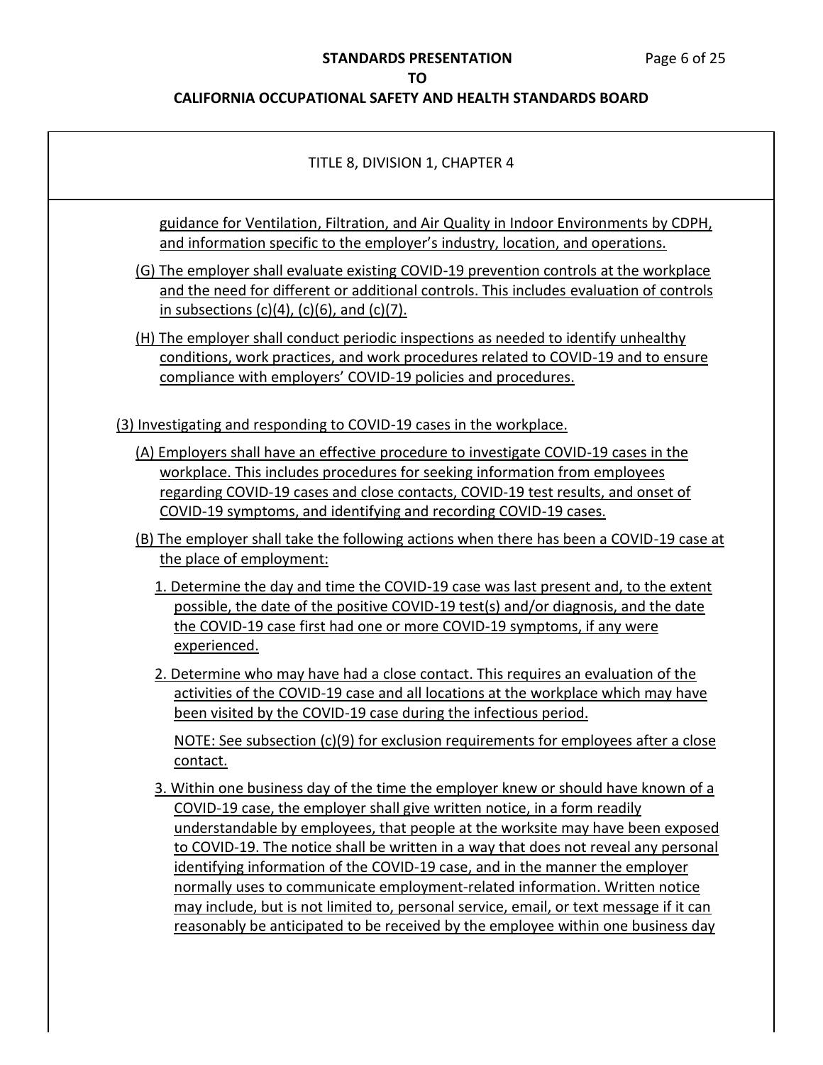guidance for Ventilation, Filtration, and Air Quality in Indoor Environments by CDPH, and information specific to the employer's industry, location, and operations.

(G) The employer shall evaluate existing COVID-19 prevention controls at the workplace and the need for different or additional controls. This includes evaluation of controls in subsections (c)(4), (c)(6), and (c)(7).

(H) The employer shall conduct periodic inspections as needed to identify unhealthy conditions, work practices, and work procedures related to COVID-19 and to ensure compliance with employers' COVID-19 policies and procedures.

(3) Investigating and responding to COVID-19 cases in the workplace.

(A) Employers shall have an effective procedure to investigate COVID-19 cases in the workplace. This includes procedures for seeking information from employees regarding COVID-19 cases and close contacts, COVID-19 test results, and onset of COVID-19 symptoms, and identifying and recording COVID-19 cases.

(B) The employer shall take the following actions when there has been a COVID-19 case at the place of employment:

1. Determine the day and time the COVID-19 case was last present and, to the extent possible, the date of the positive COVID-19 test(s) and/or diagnosis, and the date the COVID-19 case first had one or more COVID-19 symptoms, if any were experienced.

2. Determine who may have had a close contact. This requires an evaluation of the activities of the COVID-19 case and all locations at the workplace which may have been visited by the COVID-19 case during the infectious period.

NOTE: See subsection (c)(9) for exclusion requirements for employees after a close contact.

3. Within one business day of the time the employer knew or should have known of a COVID-19 case, the employer shall give written notice, in a form readily understandable by employees, that people at the worksite may have been exposed to COVID-19. The notice shall be written in a way that does not reveal any personal identifying information of the COVID-19 case, and in the manner the employer normally uses to communicate employment-related information. Written notice may include, but is not limited to, personal service, email, or text message if it can reasonably be anticipated to be received by the employee within one business day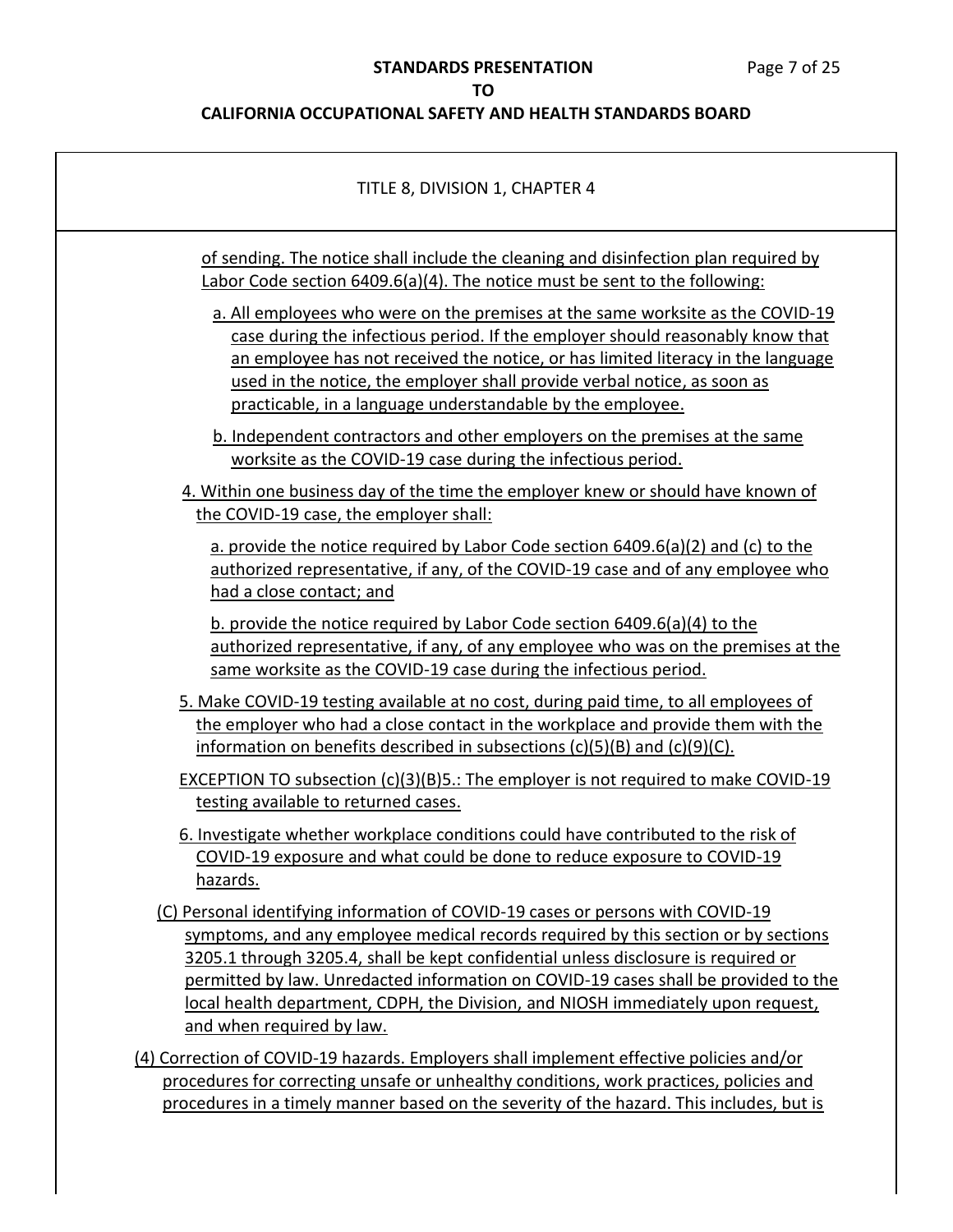TITLE 8, DIVISION 1, CHAPTER 4

of sending. The notice shall include the cleaning and disinfection plan required by Labor Code section 6409.6(a)(4). The notice must be sent to the following:

a. All employees who were on the premises at the same worksite as the COVID-19 case during the infectious period. If the employer should reasonably know that an employee has not received the notice, or has limited literacy in the language used in the notice, the employer shall provide verbal notice, as soon as practicable, in a language understandable by the employee.

b. Independent contractors and other employers on the premises at the same worksite as the COVID-19 case during the infectious period.

4. Within one business day of the time the employer knew or should have known of the COVID-19 case, the employer shall:

a. provide the notice required by Labor Code section 6409.6(a)(2) and (c) to the authorized representative, if any, of the COVID-19 case and of any employee who had a close contact; and

b. provide the notice required by Labor Code section 6409.6(a)(4) to the authorized representative, if any, of any employee who was on the premises at the same worksite as the COVID-19 case during the infectious period.

5. Make COVID-19 testing available at no cost, during paid time, to all employees of the employer who had a close contact in the workplace and provide them with the information on benefits described in subsections (c)(5)(B) and (c)(9)(C).

EXCEPTION TO subsection (c)(3)(B)5.: The employer is not required to make COVID-19 testing available to returned cases.

6. Investigate whether workplace conditions could have contributed to the risk of COVID-19 exposure and what could be done to reduce exposure to COVID-19 hazards.

(C) Personal identifying information of COVID-19 cases or persons with COVID-19 symptoms, and any employee medical records required by this section or by sections 3205.1 through 3205.4, shall be kept confidential unless disclosure is required or permitted by law. Unredacted information on COVID-19 cases shall be provided to the local health department, CDPH, the Division, and NIOSH immediately upon request, and when required by law.

(4) Correction of COVID-19 hazards. Employers shall implement effective policies and/or procedures for correcting unsafe or unhealthy conditions, work practices, policies and procedures in a timely manner based on the severity of the hazard. This includes, but is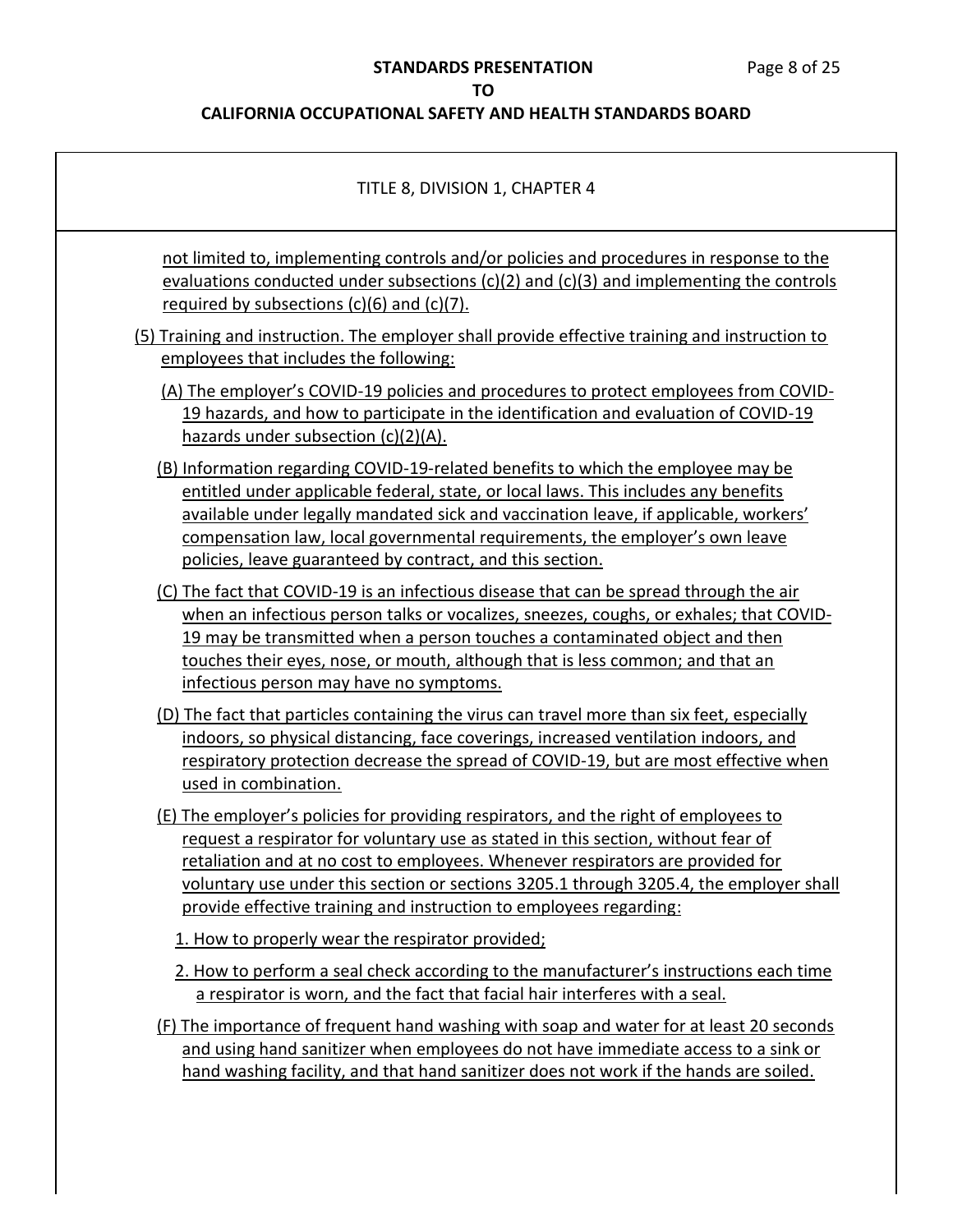TITLE 8, DIVISION 1, CHAPTER 4

not limited to, implementing controls and/or policies and procedures in response to the evaluations conducted under subsections (c)(2) and (c)(3) and implementing the controls required by subsections (c)(6) and (c)(7).

(5) Training and instruction. The employer shall provide effective training and instruction to employees that includes the following:

(A) The employer's COVID-19 policies and procedures to protect employees from COVID-19 hazards, and how to participate in the identification and evaluation of COVID-19 hazards under subsection (c)(2)(A).

(B) Information regarding COVID-19-related benefits to which the employee may be entitled under applicable federal, state, or local laws. This includes any benefits available under legally mandated sick and vaccination leave, if applicable, workers' compensation law, local governmental requirements, the employer's own leave policies, leave guaranteed by contract, and this section.

(C) The fact that COVID-19 is an infectious disease that can be spread through the air when an infectious person talks or vocalizes, sneezes, coughs, or exhales; that COVID-19 may be transmitted when a person touches a contaminated object and then touches their eyes, nose, or mouth, although that is less common; and that an infectious person may have no symptoms.

(D) The fact that particles containing the virus can travel more than six feet, especially indoors, so physical distancing, face coverings, increased ventilation indoors, and respiratory protection decrease the spread of COVID-19, but are most effective when used in combination.

(E) The employer's policies for providing respirators, and the right of employees to request a respirator for voluntary use as stated in this section, without fear of retaliation and at no cost to employees. Whenever respirators are provided for voluntary use under this section or sections 3205.1 through 3205.4, the employer shall provide effective training and instruction to employees regarding:

1. How to properly wear the respirator provided;

2. How to perform a seal check according to the manufacturer's instructions each time a respirator is worn, and the fact that facial hair interferes with a seal.

(F) The importance of frequent hand washing with soap and water for at least 20 seconds and using hand sanitizer when employees do not have immediate access to a sink or hand washing facility, and that hand sanitizer does not work if the hands are soiled.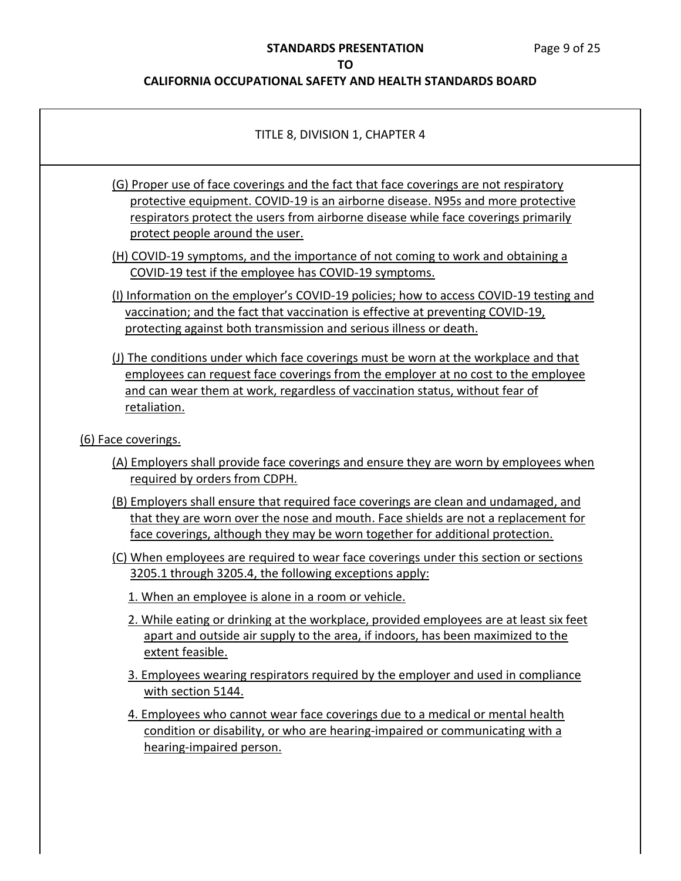TITLE 8, DIVISION 1, CHAPTER 4

(G) Proper use of face coverings and the fact that face coverings are not respiratory protective equipment. COVID-19 is an airborne disease. N95s and more protective respirators protect the users from airborne disease while face coverings primarily protect people around the user.

(H) COVID-19 symptoms, and the importance of not coming to work and obtaining a COVID-19 test if the employee has COVID-19 symptoms.

(I) Information on the employer's COVID-19 policies; how to access COVID-19 testing and vaccination; and the fact that vaccination is effective at preventing COVID-19, protecting against both transmission and serious illness or death.

(J) The conditions under which face coverings must be worn at the workplace and that employees can request face coverings from the employer at no cost to the employee and can wear them at work, regardless of vaccination status, without fear of retaliation.

(6) Face coverings.

(A) Employers shall provide face coverings and ensure they are worn by employees when required by orders from CDPH.

(B) Employers shall ensure that required face coverings are clean and undamaged, and that they are worn over the nose and mouth. Face shields are not a replacement for face coverings, although they may be worn together for additional protection.

(C) When employees are required to wear face coverings under this section or sections 3205.1 through 3205.4, the following exceptions apply:

1. When an employee is alone in a room or vehicle.

2. While eating or drinking at the workplace, provided employees are at least six feet apart and outside air supply to the area, if indoors, has been maximized to the extent feasible.

3. Employees wearing respirators required by the employer and used in compliance with section 5144.

4. Employees who cannot wear face coverings due to a medical or mental health condition or disability, or who are hearing-impaired or communicating with a hearing-impaired person.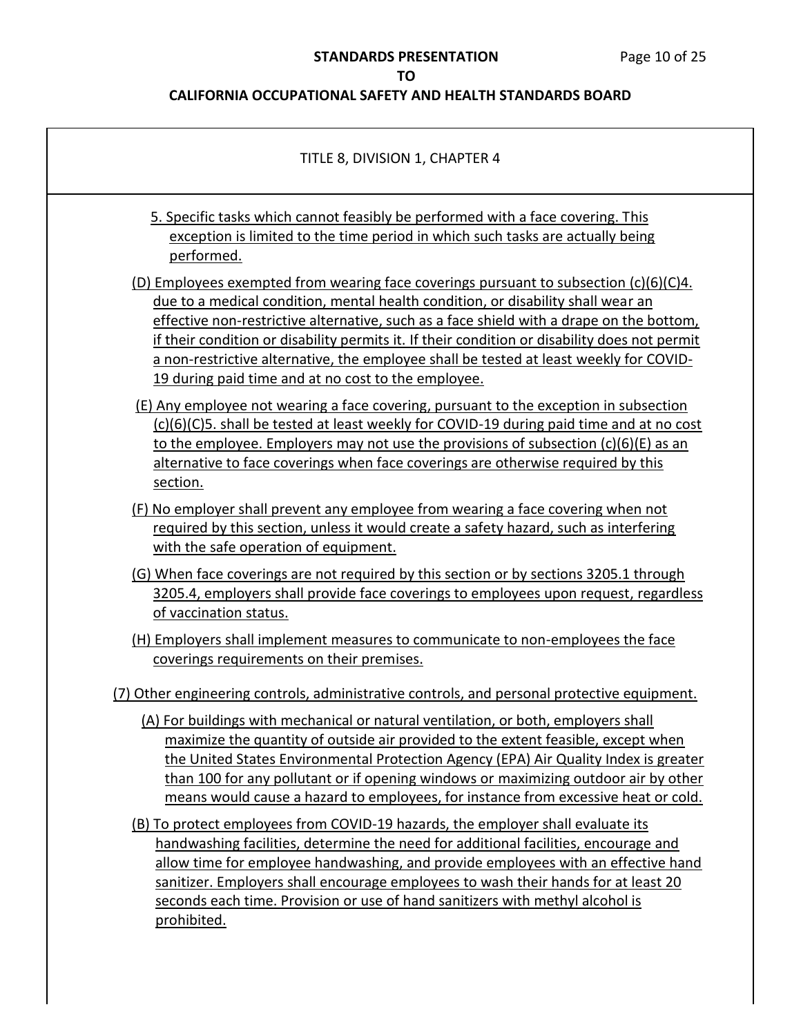TITLE 8, DIVISION 1, CHAPTER 4

5. Specific tasks which cannot feasibly be performed with a face covering. This exception is limited to the time period in which such tasks are actually being performed.

(D) Employees exempted from wearing face coverings pursuant to subsection (c)(6)(C)4. due to a medical condition, mental health condition, or disability shall wear an effective non-restrictive alternative, such as a face shield with a drape on the bottom, if their condition or disability permits it. If their condition or disability does not permit a non-restrictive alternative, the employee shall be tested at least weekly for COVID-19 during paid time and at no cost to the employee.

(E) Any employee not wearing a face covering, pursuant to the exception in subsection (c)(6)(C)5. shall be tested at least weekly for COVID-19 during paid time and at no cost to the employee. Employers may not use the provisions of subsection (c)(6)(E) as an alternative to face coverings when face coverings are otherwise required by this section.

(F) No employer shall prevent any employee from wearing a face covering when not required by this section, unless it would create a safety hazard, such as interfering with the safe operation of equipment.

(G) When face coverings are not required by this section or by sections 3205.1 through 3205.4, employers shall provide face coverings to employees upon request, regardless of vaccination status.

(H) Employers shall implement measures to communicate to non-employees the face coverings requirements on their premises.

(7) Other engineering controls, administrative controls, and personal protective equipment.

(A) For buildings with mechanical or natural ventilation, or both, employers shall maximize the quantity of outside air provided to the extent feasible, except when the United States Environmental Protection Agency (EPA) Air Quality Index is greater than 100 for any pollutant or if opening windows or maximizing outdoor air by other means would cause a hazard to employees, for instance from excessive heat or cold.

(B) To protect employees from COVID-19 hazards, the employer shall evaluate its handwashing facilities, determine the need for additional facilities, encourage and allow time for employee handwashing, and provide employees with an effective hand sanitizer. Employers shall encourage employees to wash their hands for at least 20 seconds each time. Provision or use of hand sanitizers with methyl alcohol is prohibited.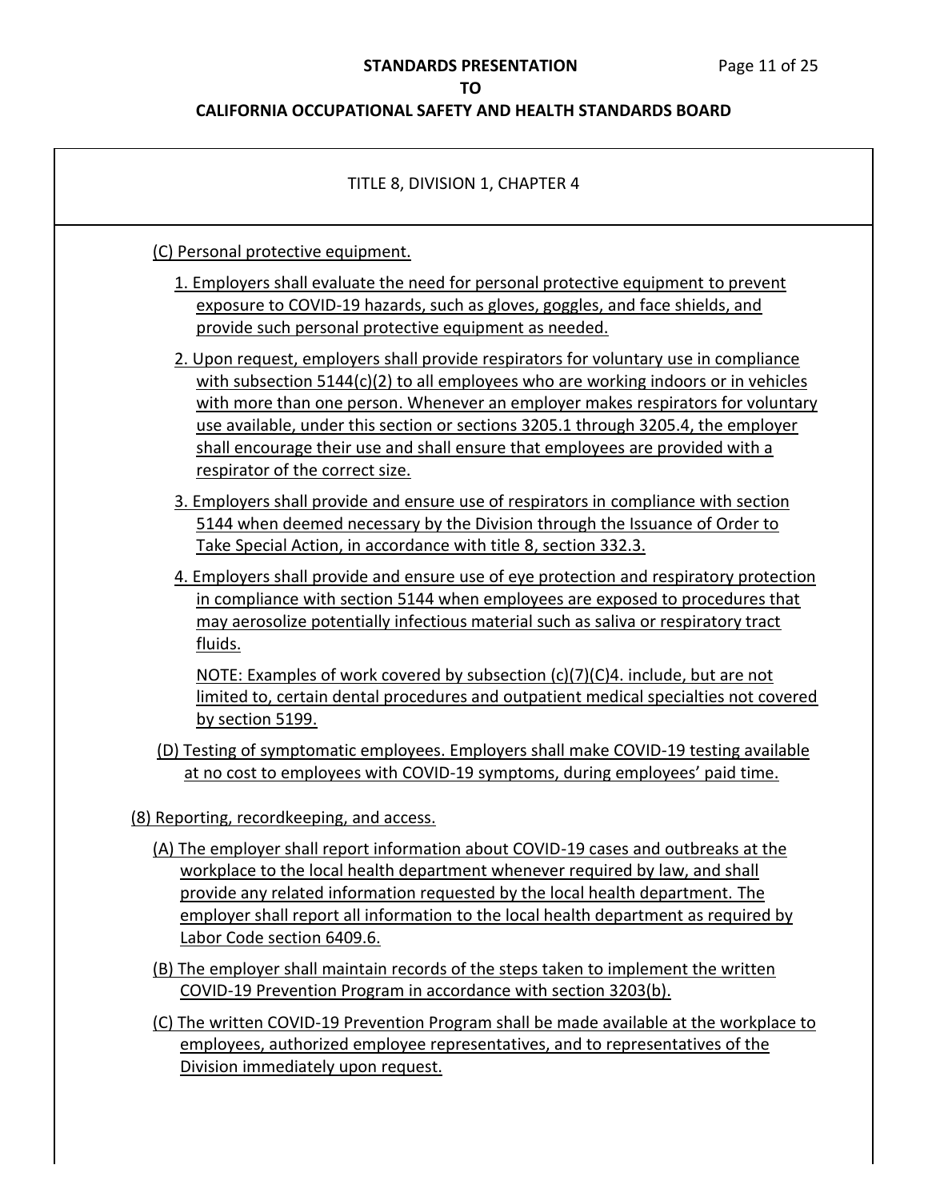TITLE 8, DIVISION 1, CHAPTER 4

(C) Personal protective equipment.

1. Employers shall evaluate the need for personal protective equipment to prevent exposure to COVID-19 hazards, such as gloves, goggles, and face shields, and provide such personal protective equipment as needed.

2. Upon request, employers shall provide respirators for voluntary use in compliance with subsection 5144(c)(2) to all employees who are working indoors or in vehicles with more than one person. Whenever an employer makes respirators for voluntary use available, under this section or sections 3205.1 through 3205.4, the employer shall encourage their use and shall ensure that employees are provided with a respirator of the correct size.

3. Employers shall provide and ensure use of respirators in compliance with section 5144 when deemed necessary by the Division through the Issuance of Order to Take Special Action, in accordance with title 8, section 332.3.

4. Employers shall provide and ensure use of eye protection and respiratory protection in compliance with section 5144 when employees are exposed to procedures that may aerosolize potentially infectious material such as saliva or respiratory tract fluids.

NOTE: Examples of work covered by subsection (c)(7)(C)4. include, but are not limited to, certain dental procedures and outpatient medical specialties not covered by section 5199.

(D) Testing of symptomatic employees. Employers shall make COVID-19 testing available at no cost to employees with COVID-19 symptoms, during employees' paid time.

(8) Reporting, recordkeeping, and access.

(A) The employer shall report information about COVID-19 cases and outbreaks at the workplace to the local health department whenever required by law, and shall provide any related information requested by the local health department. The employer shall report all information to the local health department as required by Labor Code section 6409.6.

(B) The employer shall maintain records of the steps taken to implement the written COVID-19 Prevention Program in accordance with section 3203(b).

(C) The written COVID-19 Prevention Program shall be made available at the workplace to employees, authorized employee representatives, and to representatives of the Division immediately upon request.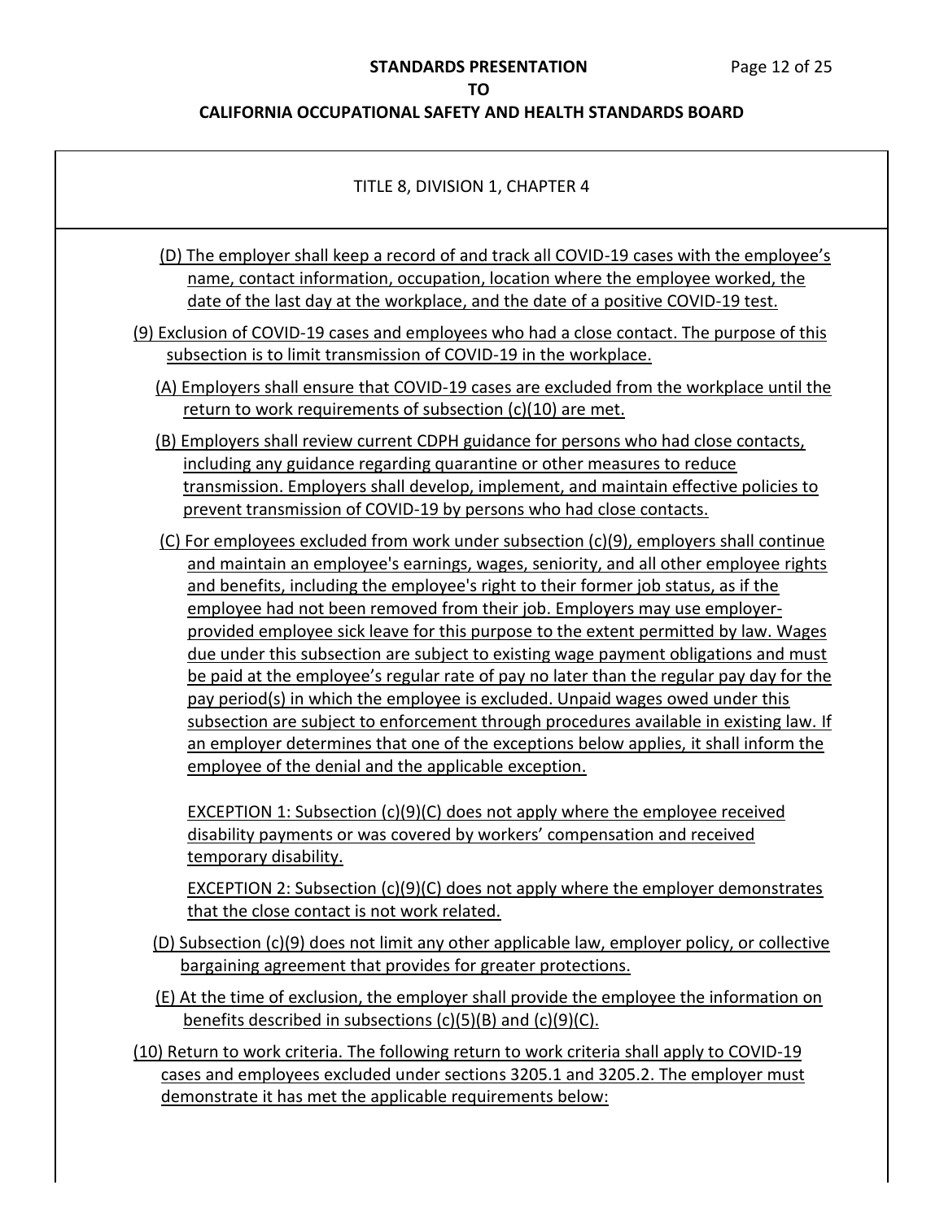TITLE 8, DIVISION 1, CHAPTER 4

(D) The employer shall keep a record of and track all COVID-19 cases with the employee's name, contact information, occupation, location where the employee worked, the date of the last day at the workplace, and the date of a positive COVID-19 test.

(9) Exclusion of COVID-19 cases and employees who had a close contact. The purpose of this subsection is to limit transmission of COVID-19 in the workplace.

(A) Employers shall ensure that COVID-19 cases are excluded from the workplace until the return to work requirements of subsection (c)(10) are met.

(B) Employers shall review current CDPH guidance for persons who had close contacts, including any guidance regarding quarantine or other measures to reduce transmission. Employers shall develop, implement, and maintain effective policies to prevent transmission of COVID-19 by persons who had close contacts.

(C) For employees excluded from work under subsection (c)(9), employers shall continue and maintain an employee's earnings, wages, seniority, and all other employee rights and benefits, including the employee's right to their former job status, as if the employee had not been removed from their job. Employers may use employer-provided employee sick leave for this purpose to the extent permitted by law. Wages due under this subsection are subject to existing wage payment obligations and must be paid at the employee's regular rate of pay no later than the regular pay day for the pay period(s) in which the employee is excluded. Unpaid wages owed under this subsection are subject to enforcement through procedures available in existing law. If an employer determines that one of the exceptions below applies, it shall inform the employee of the denial and the applicable exception.

EXCEPTION 1: Subsection (c)(9)(C) does not apply where the employee received disability payments or was covered by workers' compensation and received temporary disability.

EXCEPTION 2: Subsection (c)(9)(C) does not apply where the employer demonstrates that the close contact is not work related.

(D) Subsection (c)(9) does not limit any other applicable law, employer policy, or collective bargaining agreement that provides for greater protections.

(E) At the time of exclusion, the employer shall provide the employee the information on benefits described in subsections (c)(5)(B) and (c)(9)(C).

(10) Return to work criteria. The following return to work criteria shall apply to COVID-19 cases and employees excluded under sections 3205.1 and 3205.2. The employer must demonstrate it has met the applicable requirements below: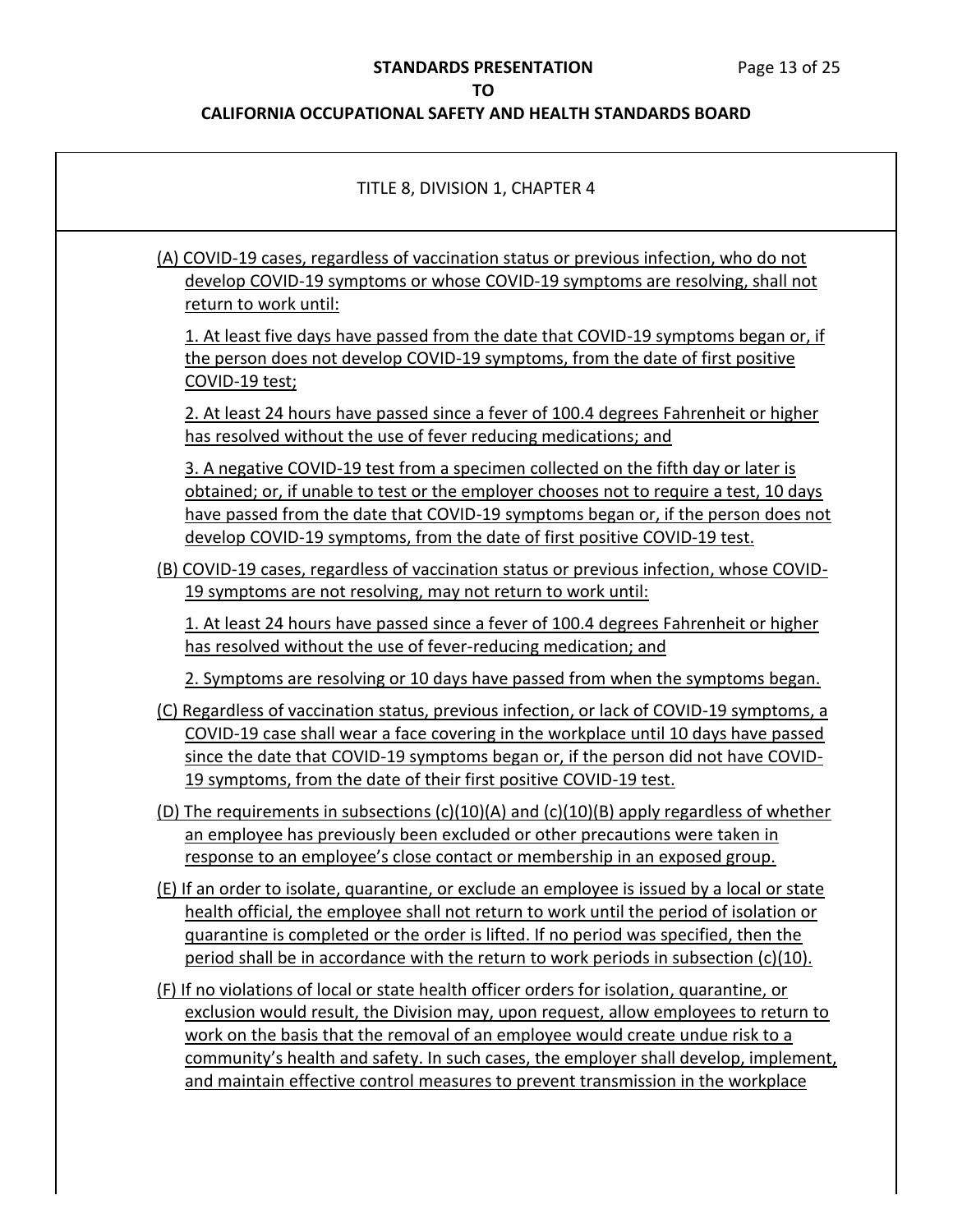TITLE 8, DIVISION 1, CHAPTER 4

(A) COVID-19 cases, regardless of vaccination status or previous infection, who do not develop COVID-19 symptoms or whose COVID-19 symptoms are resolving, shall not return to work until:

1. At least five days have passed from the date that COVID-19 symptoms began or, if the person does not develop COVID-19 symptoms, from the date of first positive COVID-19 test;

2. At least 24 hours have passed since a fever of 100.4 degrees Fahrenheit or higher has resolved without the use of fever reducing medications; and

3. A negative COVID-19 test from a specimen collected on the fifth day or later is obtained; or, if unable to test or the employer chooses not to require a test, 10 days have passed from the date that COVID-19 symptoms began or, if the person does not develop COVID-19 symptoms, from the date of first positive COVID-19 test.

(B) COVID-19 cases, regardless of vaccination status or previous infection, whose COVID-19 symptoms are not resolving, may not return to work until:

1. At least 24 hours have passed since a fever of 100.4 degrees Fahrenheit or higher has resolved without the use of fever-reducing medication; and

2. Symptoms are resolving or 10 days have passed from when the symptoms began.

(C) Regardless of vaccination status, previous infection, or lack of COVID-19 symptoms, a COVID-19 case shall wear a face covering in the workplace until 10 days have passed since the date that COVID-19 symptoms began or, if the person did not have COVID-19 symptoms, from the date of their first positive COVID-19 test.

(D) The requirements in subsections (c)(10)(A) and (c)(10)(B) apply regardless of whether an employee has previously been excluded or other precautions were taken in response to an employee's close contact or membership in an exposed group.

(E) If an order to isolate, quarantine, or exclude an employee is issued by a local or state health official, the employee shall not return to work until the period of isolation or quarantine is completed or the order is lifted. If no period was specified, then the period shall be in accordance with the return to work periods in subsection (c)(10).

(F) If no violations of local or state health officer orders for isolation, quarantine, or exclusion would result, the Division may, upon request, allow employees to return to work on the basis that the removal of an employee would create undue risk to a community's health and safety. In such cases, the employer shall develop, implement, and maintain effective control measures to prevent transmission in the workplace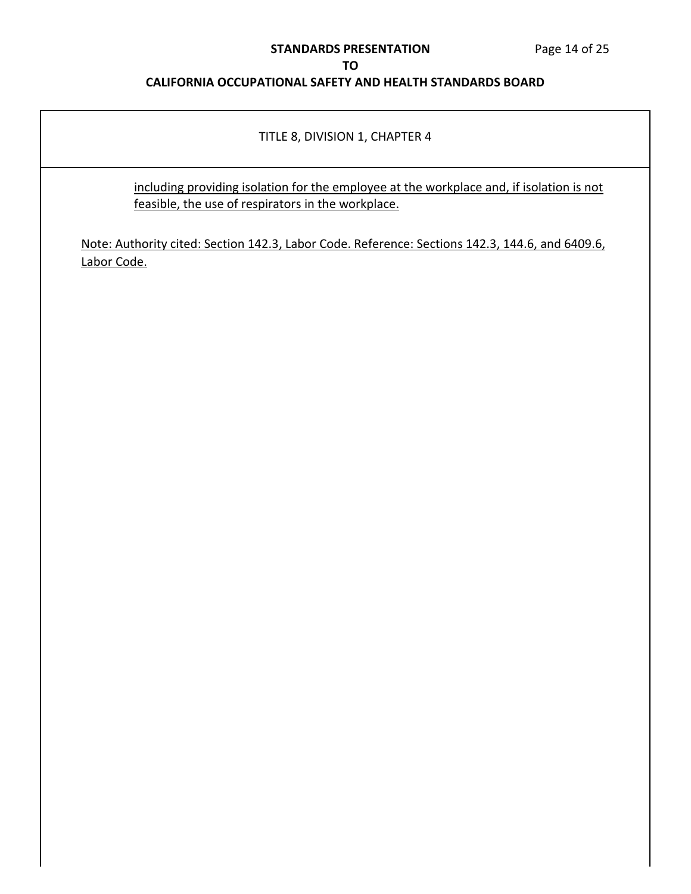TITLE 8, DIVISION 1, CHAPTER 4

including providing isolation for the employee at the workplace and, if isolation is not feasible, the use of respirators in the workplace.

Note: Authority cited: Section 142.3, Labor Code. Reference: Sections 142.3, 144.6, and 6409.6, Labor Code.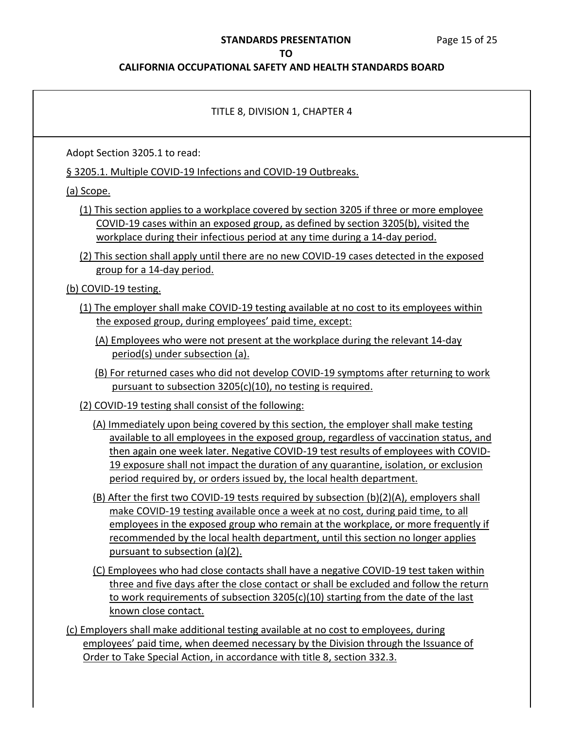TITLE 8, DIVISION 1, CHAPTER 4

Adopt Section 3205.1 to read:

§ 3205.1. Multiple COVID-19 Infections and COVID-19 Outbreaks.

(a) Scope.

(1) This section applies to a workplace covered by section 3205 if three or more employee COVID-19 cases within an exposed group, as defined by section 3205(b), visited the workplace during their infectious period at any time during a 14-day period.

(2) This section shall apply until there are no new COVID-19 cases detected in the exposed group for a 14-day period.

(b) COVID-19 testing.

(1) The employer shall make COVID-19 testing available at no cost to its employees within the exposed group, during employees' paid time, except:

(A) Employees who were not present at the workplace during the relevant 14-day period(s) under subsection (a).

(B) For returned cases who did not develop COVID-19 symptoms after returning to work pursuant to subsection 3205(c)(10), no testing is required.

(2) COVID-19 testing shall consist of the following:

(A) Immediately upon being covered by this section, the employer shall make testing available to all employees in the exposed group, regardless of vaccination status, and then again one week later. Negative COVID-19 test results of employees with COVID-19 exposure shall not impact the duration of any quarantine, isolation, or exclusion period required by, or orders issued by, the local health department.

(B) After the first two COVID-19 tests required by subsection (b)(2)(A), employers shall make COVID-19 testing available once a week at no cost, during paid time, to all employees in the exposed group who remain at the workplace, or more frequently if recommended by the local health department, until this section no longer applies pursuant to subsection (a)(2).

(C) Employees who had close contacts shall have a negative COVID-19 test taken within three and five days after the close contact or shall be excluded and follow the return to work requirements of subsection 3205(c)(10) starting from the date of the last known close contact.

(c) Employers shall make additional testing available at no cost to employees, during employees' paid time, when deemed necessary by the Division through the Issuance of Order to Take Special Action, in accordance with title 8, section 332.3.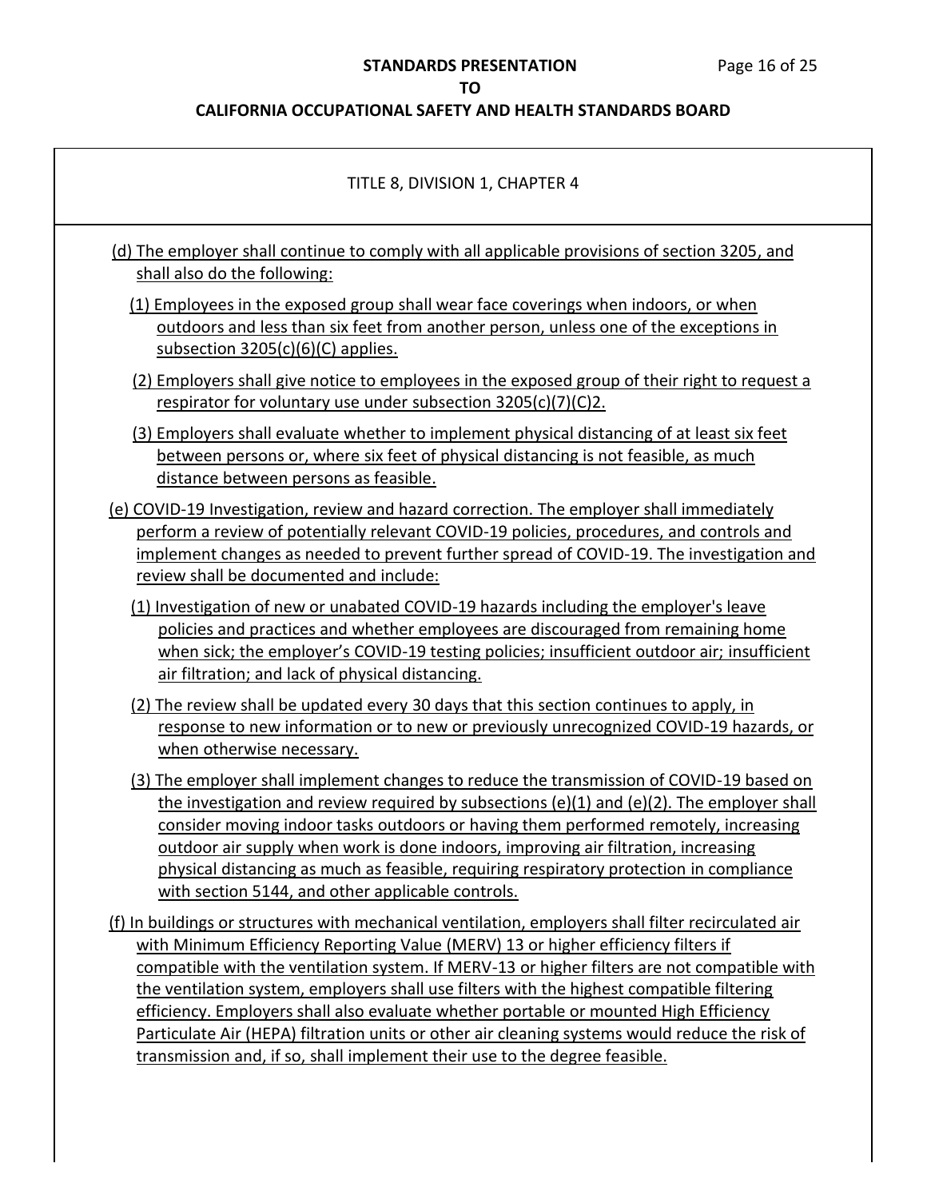TITLE 8, DIVISION 1, CHAPTER 4

(d) The employer shall continue to comply with all applicable provisions of section 3205, and shall also do the following:

(1) Employees in the exposed group shall wear face coverings when indoors, or when outdoors and less than six feet from another person, unless one of the exceptions in subsection 3205(c)(6)(C) applies.

(2) Employers shall give notice to employees in the exposed group of their right to request a respirator for voluntary use under subsection 3205(c)(7)(C)2.

(3) Employers shall evaluate whether to implement physical distancing of at least six feet between persons or, where six feet of physical distancing is not feasible, as much distance between persons as feasible.

(e) COVID-19 Investigation, review and hazard correction. The employer shall immediately perform a review of potentially relevant COVID-19 policies, procedures, and controls and implement changes as needed to prevent further spread of COVID-19. The investigation and review shall be documented and include:

(1) Investigation of new or unabated COVID-19 hazards including the employer's leave policies and practices and whether employees are discouraged from remaining home when sick; the employer's COVID-19 testing policies; insufficient outdoor air; insufficient air filtration; and lack of physical distancing.

(2) The review shall be updated every 30 days that this section continues to apply, in response to new information or to new or previously unrecognized COVID-19 hazards, or when otherwise necessary.

(3) The employer shall implement changes to reduce the transmission of COVID-19 based on the investigation and review required by subsections (e)(1) and (e)(2). The employer shall consider moving indoor tasks outdoors or having them performed remotely, increasing outdoor air supply when work is done indoors, improving air filtration, increasing physical distancing as much as feasible, requiring respiratory protection in compliance with section 5144, and other applicable controls.

(f) In buildings or structures with mechanical ventilation, employers shall filter recirculated air with Minimum Efficiency Reporting Value (MERV) 13 or higher efficiency filters if compatible with the ventilation system. If MERV-13 or higher filters are not compatible with the ventilation system, employers shall use filters with the highest compatible filtering efficiency. Employers shall also evaluate whether portable or mounted High Efficiency Particulate Air (HEPA) filtration units or other air cleaning systems would reduce the risk of transmission and, if so, shall implement their use to the degree feasible.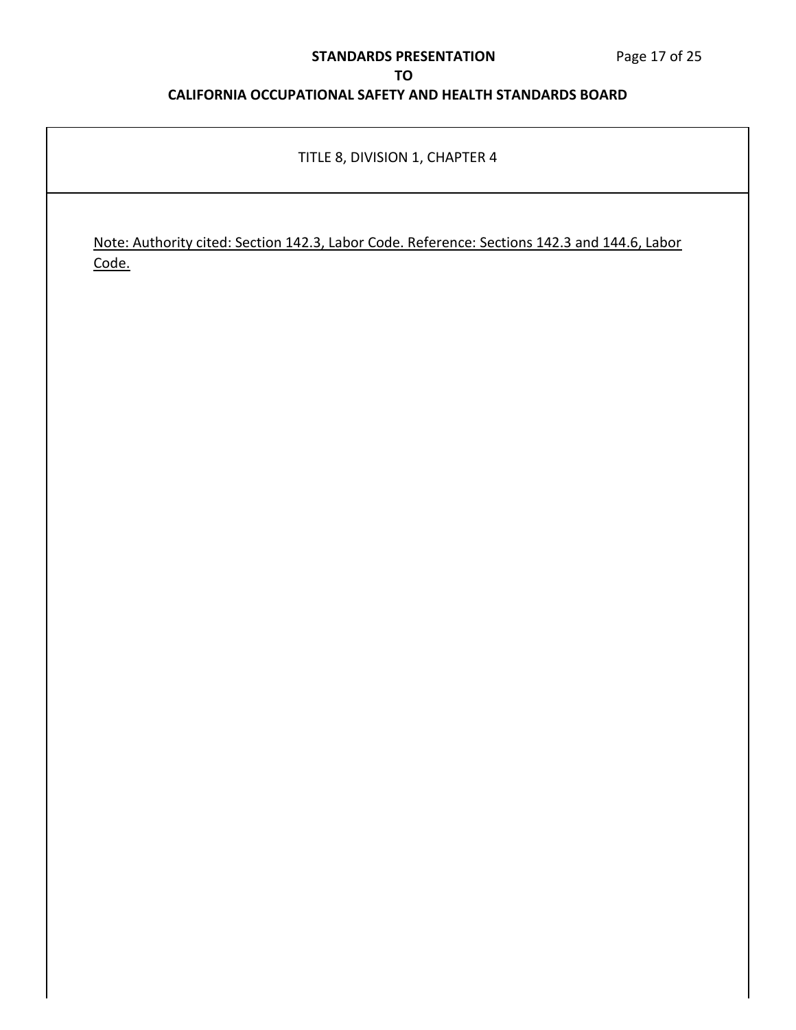TITLE 8, DIVISION 1, CHAPTER 4

<u>Note: Authority cited: Section 142.3, Labor Code. Reference: Sections 142.3 and 144.6, Labor Code.</u>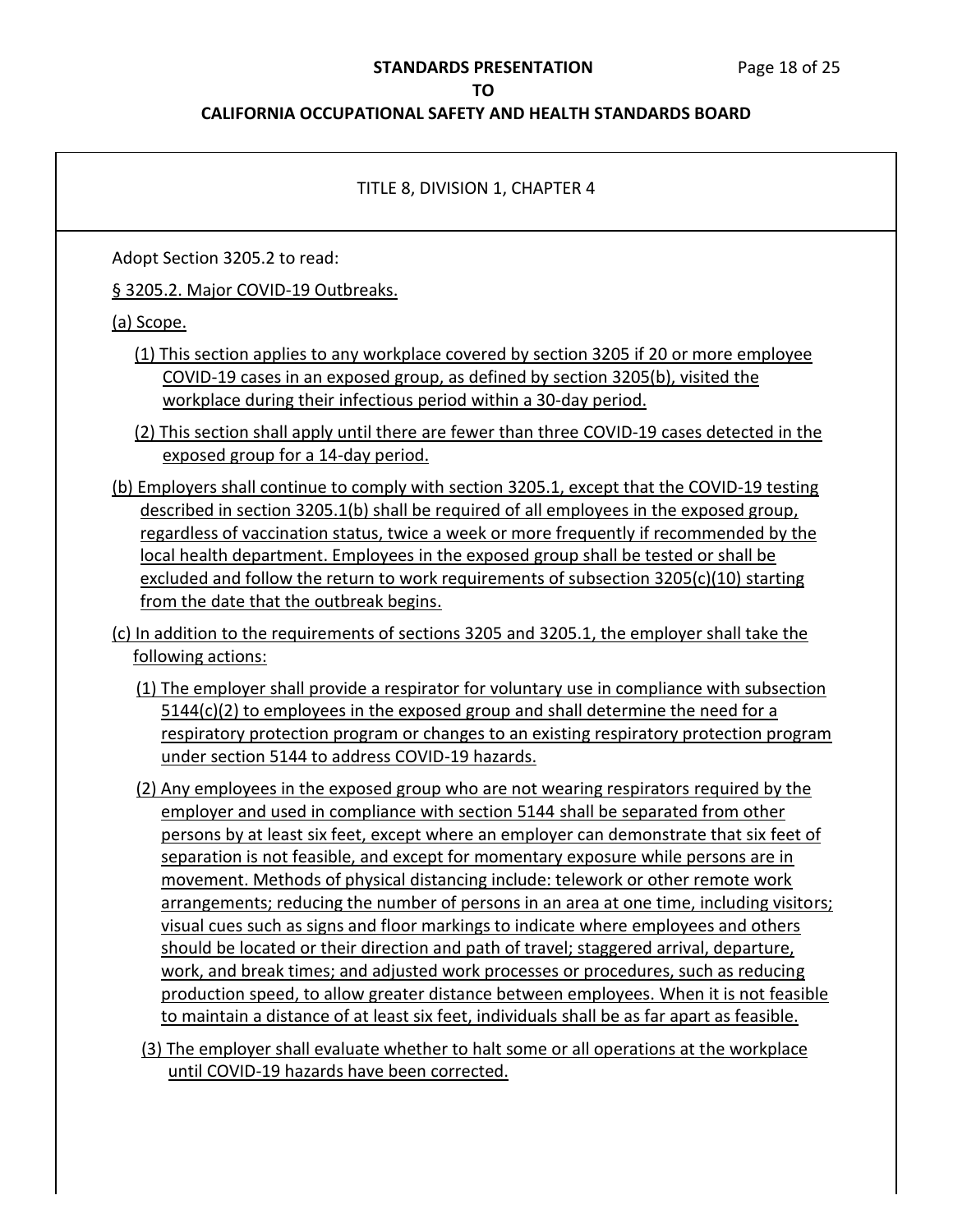TITLE 8, DIVISION 1, CHAPTER 4

Adopt Section 3205.2 to read:

§ 3205.2. Major COVID-19 Outbreaks.

(a) Scope.

(1) This section applies to any workplace covered by section 3205 if 20 or more employee COVID-19 cases in an exposed group, as defined by section 3205(b), visited the workplace during their infectious period within a 30-day period.

(2) This section shall apply until there are fewer than three COVID-19 cases detected in the exposed group for a 14-day period.

(b) Employers shall continue to comply with section 3205.1, except that the COVID-19 testing described in section 3205.1(b) shall be required of all employees in the exposed group, regardless of vaccination status, twice a week or more frequently if recommended by the local health department. Employees in the exposed group shall be tested or shall be excluded and follow the return to work requirements of subsection 3205(c)(10) starting from the date that the outbreak begins.

(c) In addition to the requirements of sections 3205 and 3205.1, the employer shall take the following actions:

(1) The employer shall provide a respirator for voluntary use in compliance with subsection 5144(c)(2) to employees in the exposed group and shall determine the need for a respiratory protection program or changes to an existing respiratory protection program under section 5144 to address COVID-19 hazards.

(2) Any employees in the exposed group who are not wearing respirators required by the employer and used in compliance with section 5144 shall be separated from other persons by at least six feet, except where an employer can demonstrate that six feet of separation is not feasible, and except for momentary exposure while persons are in movement. Methods of physical distancing include: telework or other remote work arrangements; reducing the number of persons in an area at one time, including visitors; visual cues such as signs and floor markings to indicate where employees and others should be located or their direction and path of travel; staggered arrival, departure, work, and break times; and adjusted work processes or procedures, such as reducing production speed, to allow greater distance between employees. When it is not feasible to maintain a distance of at least six feet, individuals shall be as far apart as feasible.

(3) The employer shall evaluate whether to halt some or all operations at the workplace until COVID-19 hazards have been corrected.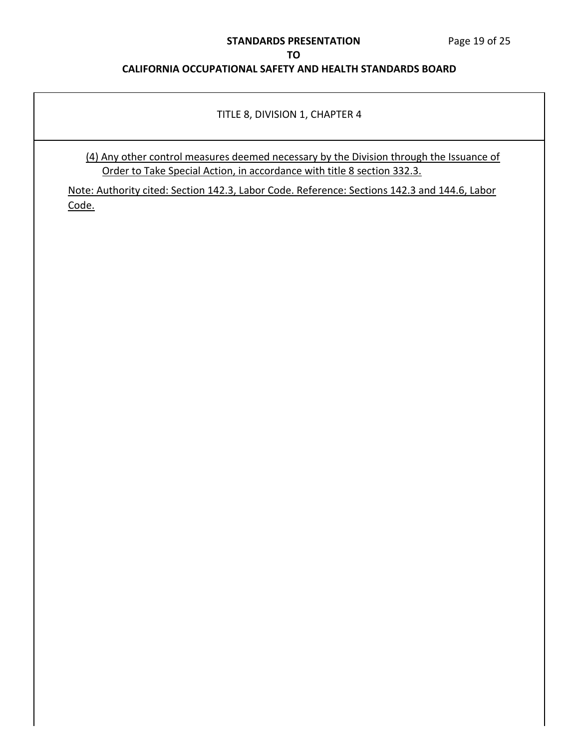TITLE 8, DIVISION 1, CHAPTER 4

(4) Any other control measures deemed necessary by the Division through the Issuance of Order to Take Special Action, in accordance with title 8 section 332.3.

Note: Authority cited: Section 142.3, Labor Code. Reference: Sections 142.3 and 144.6, Labor Code.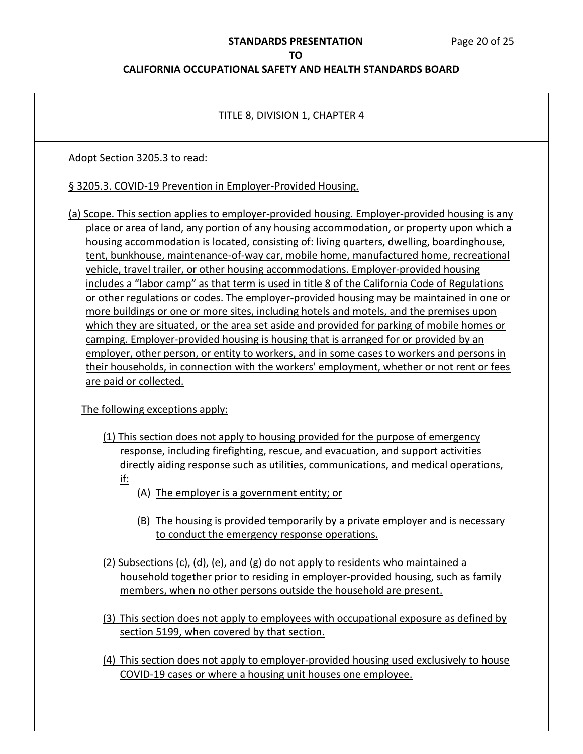TITLE 8, DIVISION 1, CHAPTER 4

Adopt Section 3205.3 to read:

§ 3205.3. COVID-19 Prevention in Employer-Provided Housing.

(a) Scope. This section applies to employer-provided housing. Employer-provided housing is any place or area of land, any portion of any housing accommodation, or property upon which a housing accommodation is located, consisting of: living quarters, dwelling, boardinghouse, tent, bunkhouse, maintenance-of-way car, mobile home, manufactured home, recreational vehicle, travel trailer, or other housing accommodations. Employer-provided housing includes a "labor camp" as that term is used in title 8 of the California Code of Regulations or other regulations or codes. The employer-provided housing may be maintained in one or more buildings or one or more sites, including hotels and motels, and the premises upon which they are situated, or the area set aside and provided for parking of mobile homes or camping. Employer-provided housing is housing that is arranged for or provided by an employer, other person, or entity to workers, and in some cases to workers and persons in their households, in connection with the workers' employment, whether or not rent or fees are paid or collected.

The following exceptions apply:

(1) This section does not apply to housing provided for the purpose of emergency response, including firefighting, rescue, and evacuation, and support activities directly aiding response such as utilities, communications, and medical operations, if:

   (A) The employer is a government entity; or

   (B) The housing is provided temporarily by a private employer and is necessary to conduct the emergency response operations.

(2) Subsections (c), (d), (e), and (g) do not apply to residents who maintained a household together prior to residing in employer-provided housing, such as family members, when no other persons outside the household are present.

(3) This section does not apply to employees with occupational exposure as defined by section 5199, when covered by that section.

(4) This section does not apply to employer-provided housing used exclusively to house COVID-19 cases or where a housing unit houses one employee.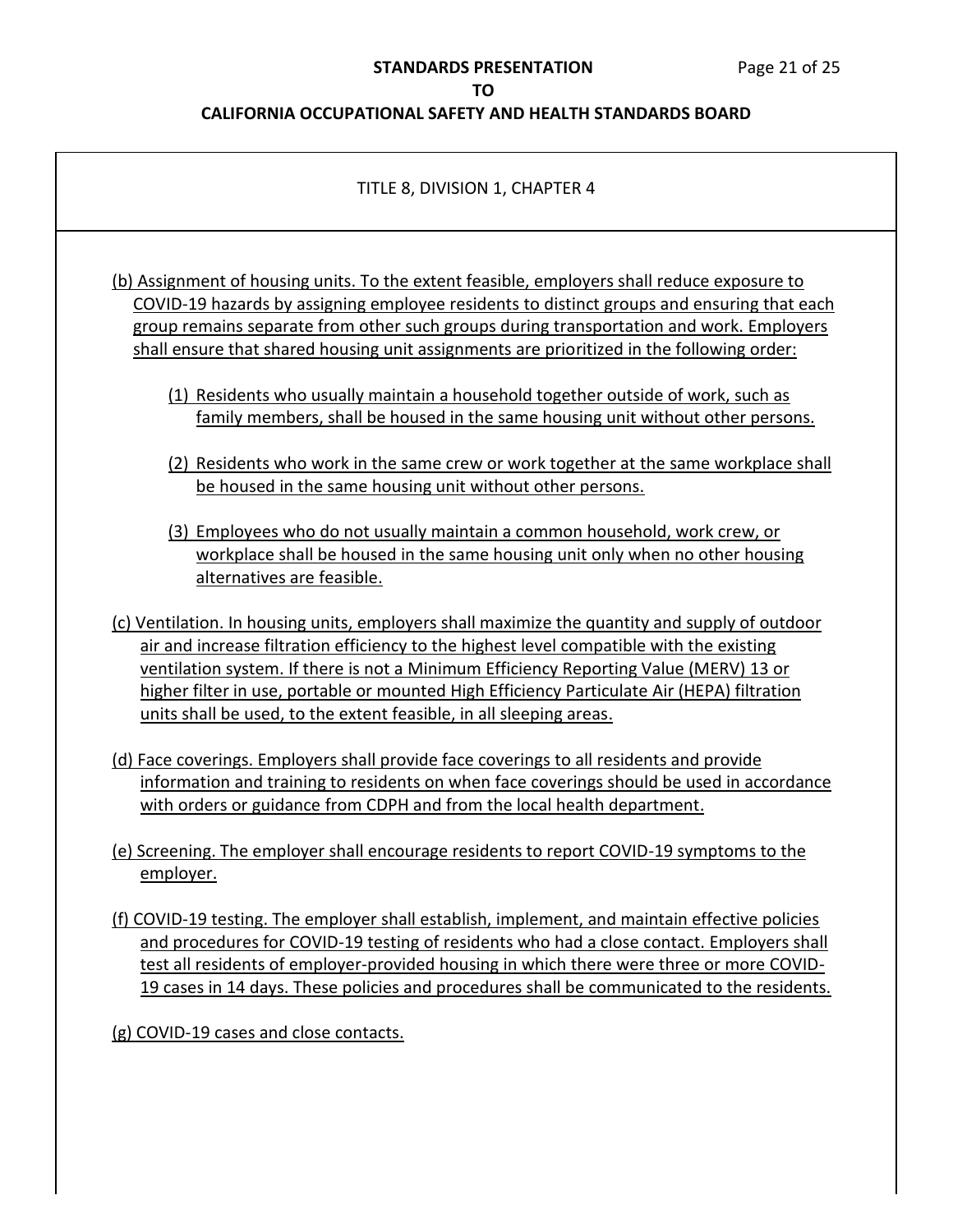TITLE 8, DIVISION 1, CHAPTER 4

(b) Assignment of housing units. To the extent feasible, employers shall reduce exposure to COVID-19 hazards by assigning employee residents to distinct groups and ensuring that each group remains separate from other such groups during transportation and work. Employers shall ensure that shared housing unit assignments are prioritized in the following order:

(1) Residents who usually maintain a household together outside of work, such as family members, shall be housed in the same housing unit without other persons.

(2) Residents who work in the same crew or work together at the same workplace shall be housed in the same housing unit without other persons.

(3) Employees who do not usually maintain a common household, work crew, or workplace shall be housed in the same housing unit only when no other housing alternatives are feasible.

(c) Ventilation. In housing units, employers shall maximize the quantity and supply of outdoor air and increase filtration efficiency to the highest level compatible with the existing ventilation system. If there is not a Minimum Efficiency Reporting Value (MERV) 13 or higher filter in use, portable or mounted High Efficiency Particulate Air (HEPA) filtration units shall be used, to the extent feasible, in all sleeping areas.

(d) Face coverings. Employers shall provide face coverings to all residents and provide information and training to residents on when face coverings should be used in accordance with orders or guidance from CDPH and from the local health department.

(e) Screening. The employer shall encourage residents to report COVID-19 symptoms to the employer.

(f) COVID-19 testing. The employer shall establish, implement, and maintain effective policies and procedures for COVID-19 testing of residents who had a close contact. Employers shall test all residents of employer-provided housing in which there were three or more COVID-19 cases in 14 days. These policies and procedures shall be communicated to the residents.

(g) COVID-19 cases and close contacts.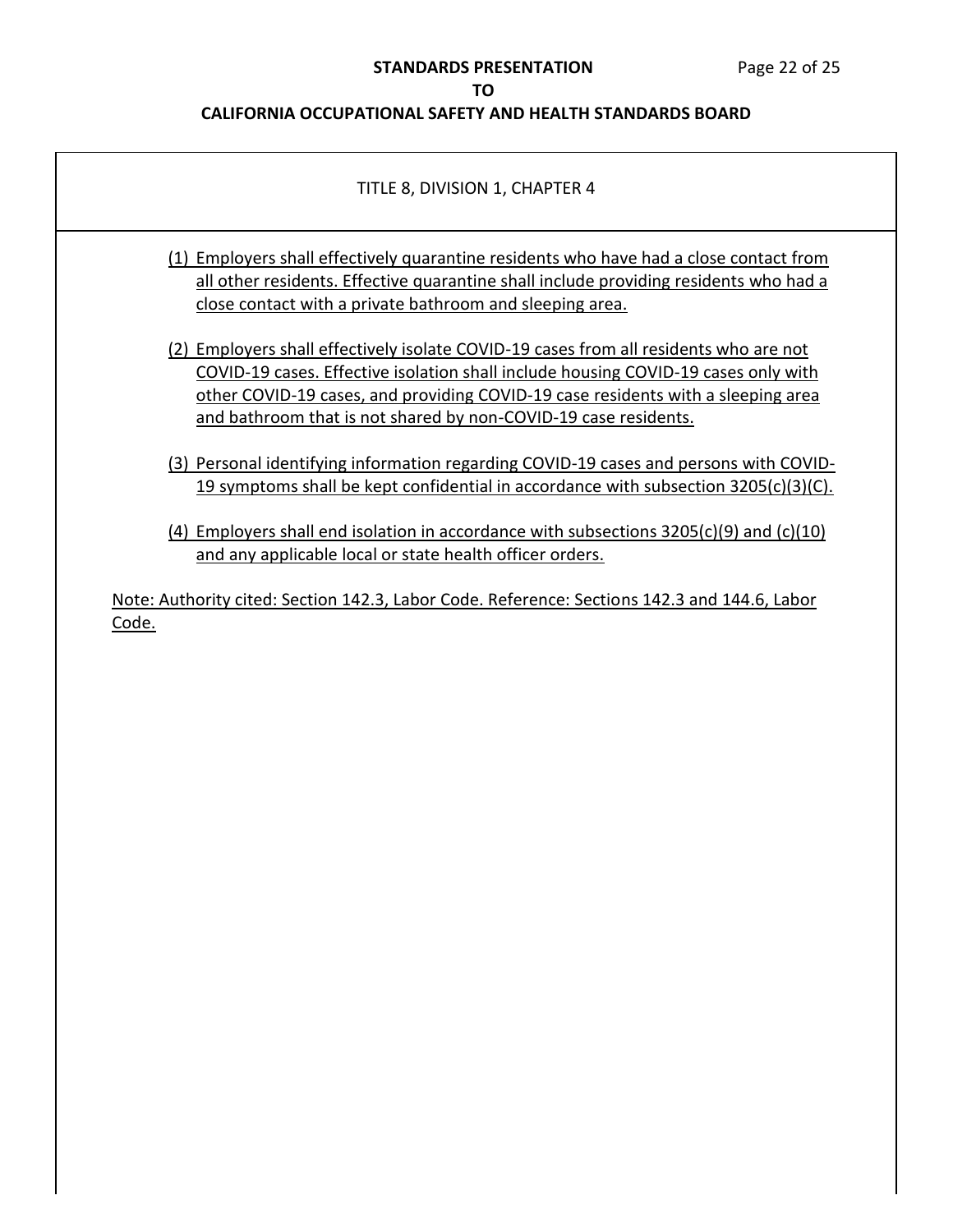TITLE 8, DIVISION 1, CHAPTER 4

(1) Employers shall effectively quarantine residents who have had a close contact from all other residents. Effective quarantine shall include providing residents who had a close contact with a private bathroom and sleeping area.

(2) Employers shall effectively isolate COVID-19 cases from all residents who are not COVID-19 cases. Effective isolation shall include housing COVID-19 cases only with other COVID-19 cases, and providing COVID-19 case residents with a sleeping area and bathroom that is not shared by non-COVID-19 case residents.

(3) Personal identifying information regarding COVID-19 cases and persons with COVID-19 symptoms shall be kept confidential in accordance with subsection 3205(c)(3)(C).

(4) Employers shall end isolation in accordance with subsections 3205(c)(9) and (c)(10) and any applicable local or state health officer orders.

Note: Authority cited: Section 142.3, Labor Code. Reference: Sections 142.3 and 144.6, Labor Code.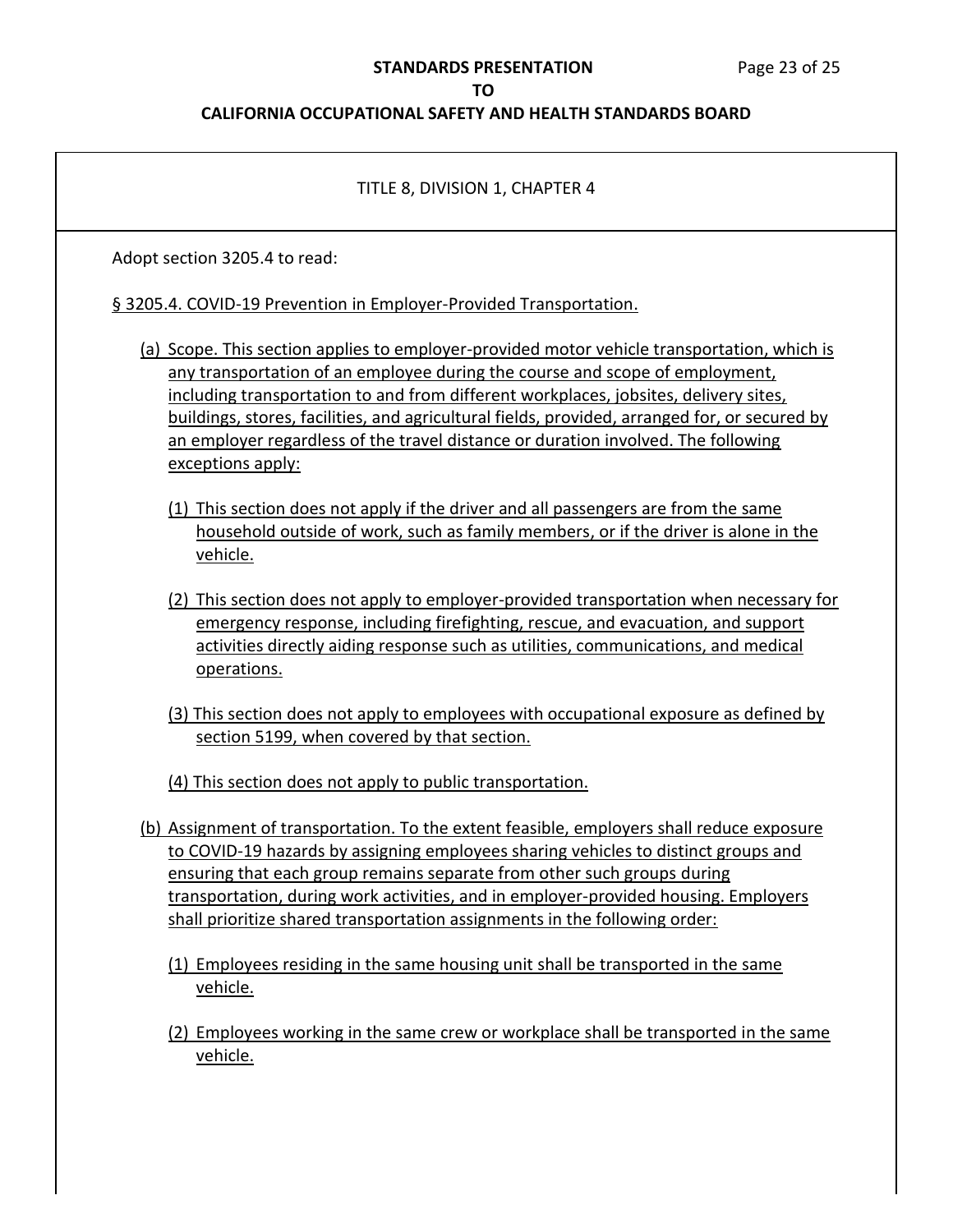TITLE 8, DIVISION 1, CHAPTER 4

Adopt section 3205.4 to read:

§ 3205.4. COVID-19 Prevention in Employer-Provided Transportation.

(a) Scope. This section applies to employer-provided motor vehicle transportation, which is any transportation of an employee during the course and scope of employment, including transportation to and from different workplaces, jobsites, delivery sites, buildings, stores, facilities, and agricultural fields, provided, arranged for, or secured by an employer regardless of the travel distance or duration involved. The following exceptions apply:

(1) This section does not apply if the driver and all passengers are from the same household outside of work, such as family members, or if the driver is alone in the vehicle.

(2) This section does not apply to employer-provided transportation when necessary for emergency response, including firefighting, rescue, and evacuation, and support activities directly aiding response such as utilities, communications, and medical operations.

(3) This section does not apply to employees with occupational exposure as defined by section 5199, when covered by that section.

(4) This section does not apply to public transportation.

(b) Assignment of transportation. To the extent feasible, employers shall reduce exposure to COVID-19 hazards by assigning employees sharing vehicles to distinct groups and ensuring that each group remains separate from other such groups during transportation, during work activities, and in employer-provided housing. Employers shall prioritize shared transportation assignments in the following order:

(1) Employees residing in the same housing unit shall be transported in the same vehicle.

(2) Employees working in the same crew or workplace shall be transported in the same vehicle.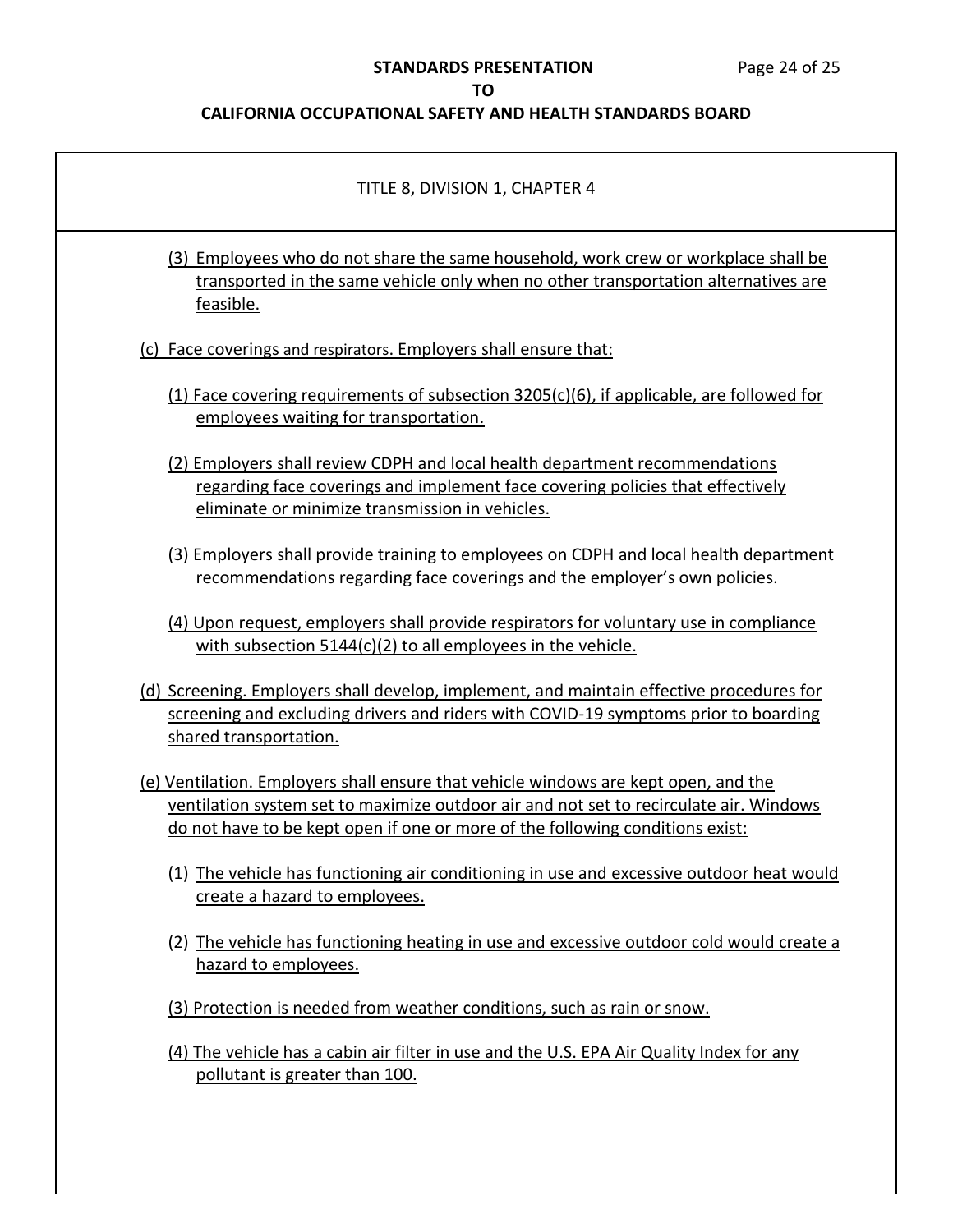TITLE 8, DIVISION 1, CHAPTER 4

(3) Employees who do not share the same household, work crew or workplace shall be transported in the same vehicle only when no other transportation alternatives are feasible.

(c) Face coverings and respirators. Employers shall ensure that:

(1) Face covering requirements of subsection 3205(c)(6), if applicable, are followed for employees waiting for transportation.

(2) Employers shall review CDPH and local health department recommendations regarding face coverings and implement face covering policies that effectively eliminate or minimize transmission in vehicles.

(3) Employers shall provide training to employees on CDPH and local health department recommendations regarding face coverings and the employer's own policies.

(4) Upon request, employers shall provide respirators for voluntary use in compliance with subsection 5144(c)(2) to all employees in the vehicle.

(d) Screening. Employers shall develop, implement, and maintain effective procedures for screening and excluding drivers and riders with COVID-19 symptoms prior to boarding shared transportation.

(e) Ventilation. Employers shall ensure that vehicle windows are kept open, and the ventilation system set to maximize outdoor air and not set to recirculate air. Windows do not have to be kept open if one or more of the following conditions exist:

(1) The vehicle has functioning air conditioning in use and excessive outdoor heat would create a hazard to employees.

(2) The vehicle has functioning heating in use and excessive outdoor cold would create a hazard to employees.

(3) Protection is needed from weather conditions, such as rain or snow.

(4) The vehicle has a cabin air filter in use and the U.S. EPA Air Quality Index for any pollutant is greater than 100.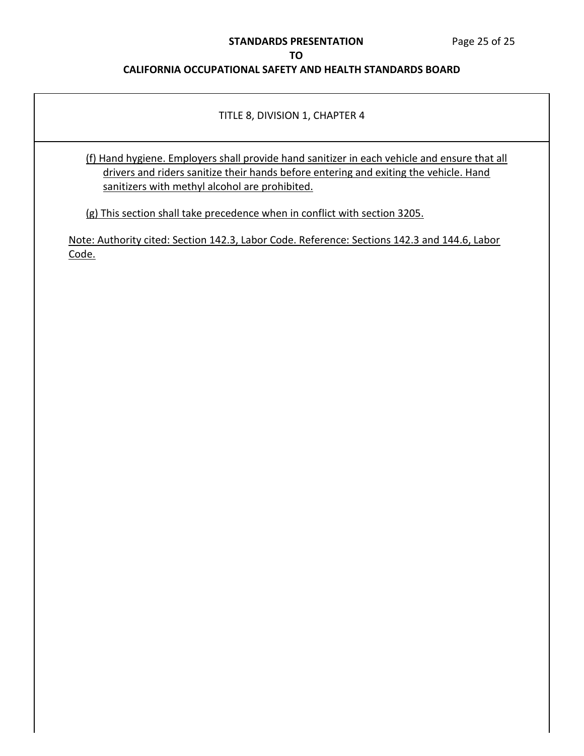TITLE 8, DIVISION 1, CHAPTER 4

(f) Hand hygiene. Employers shall provide hand sanitizer in each vehicle and ensure that all drivers and riders sanitize their hands before entering and exiting the vehicle. Hand sanitizers with methyl alcohol are prohibited.

(g) This section shall take precedence when in conflict with section 3205.

Note: Authority cited: Section 142.3, Labor Code. Reference: Sections 142.3 and 144.6, Labor Code.